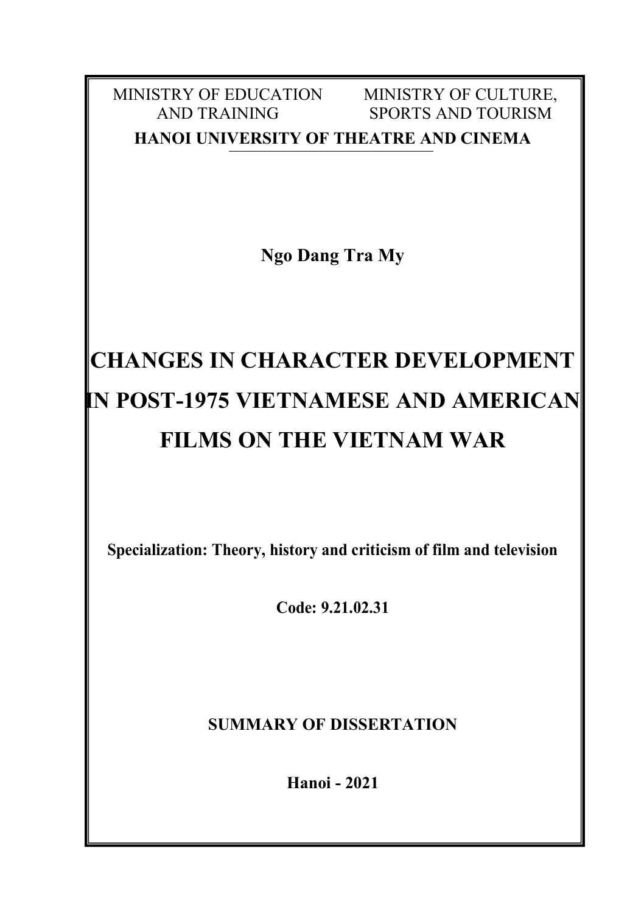MINISTRY OF EDUCATION AND TRAINING

MINISTRY OF CULTURE, SPORTS AND TOURISM

**HANOI UNIVERSITY OF THEATRE AND CINEMA**

**Ngo Dang Tra My**

# CHANGES IN CHARACTER DEVELOPMENT IN POST-1975 VIETNAMESE AND AMERICAN FILMS ON THE VIETNAM WAR

**Specialization: Theory, history and criticism of film and television**

**Code: 9.21.02.31**

**SUMMARY OF DISSERTATION**

**Hanoi - 2021**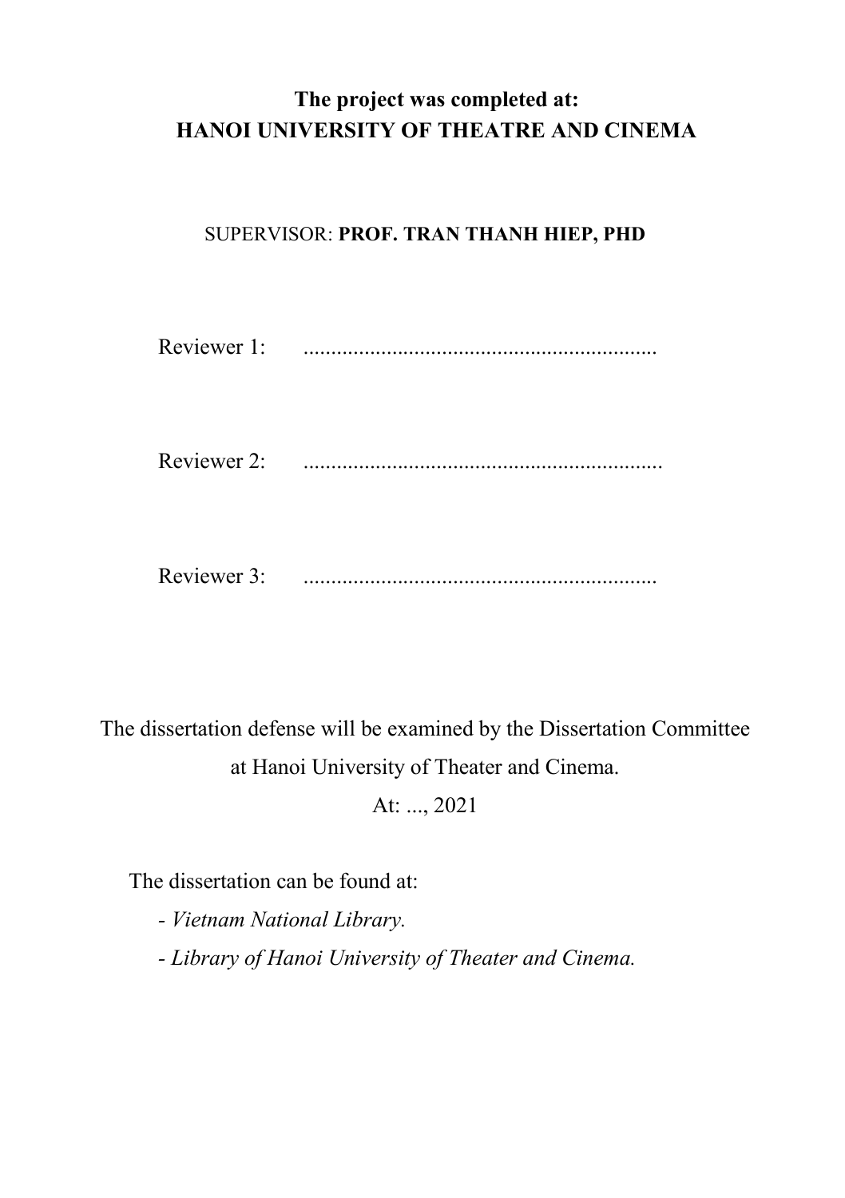**The project was completed at:**
**HANOI UNIVERSITY OF THEATRE AND CINEMA**

SUPERVISOR: **PROF. TRAN THANH HIEP, PHD**

Reviewer 1: ...............................................................

Reviewer 2: ................................................................

Reviewer 3: ...............................................................

The dissertation defense will be examined by the Dissertation Committee at Hanoi University of Theater and Cinema.

At: ..., 2021

The dissertation can be found at:

- *Vietnam National Library.*
- *Library of Hanoi University of Theater and Cinema.*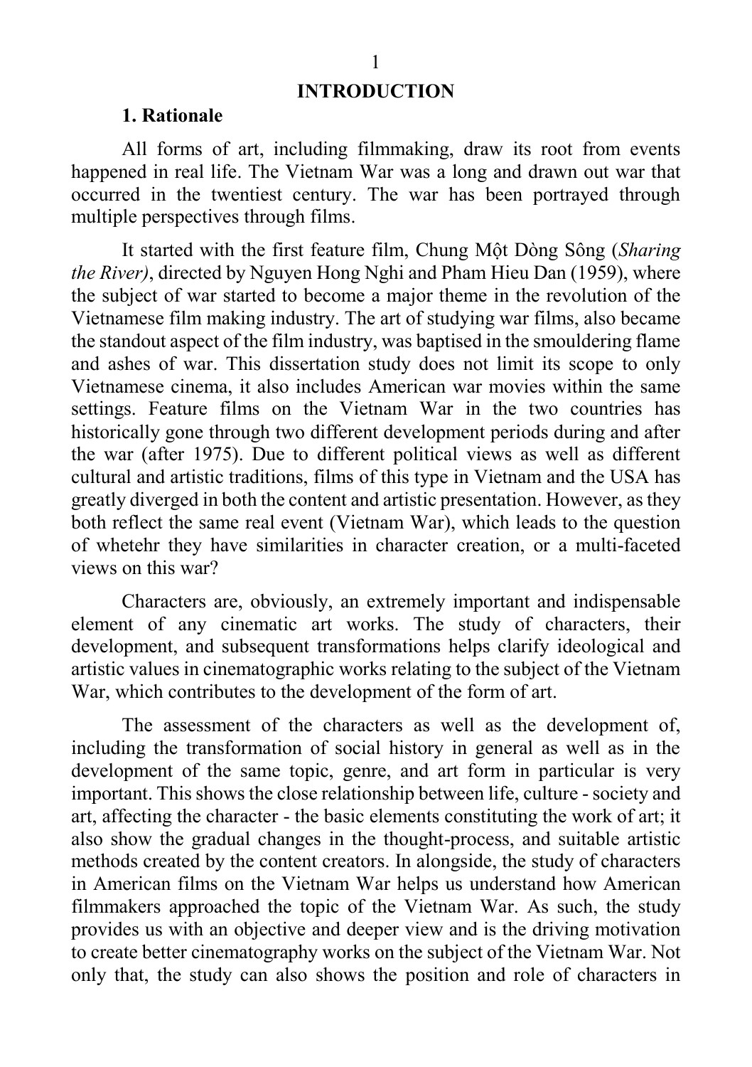# INTRODUCTION

## 1. Rationale

All forms of art, including filmmaking, draw its root from events happened in real life. The Vietnam War was a long and drawn out war that occurred in the twentiest century. The war has been portrayed through multiple perspectives through films.

It started with the first feature film, Chung Một Dòng Sông (*Sharing the River)*, directed by Nguyen Hong Nghi and Pham Hieu Dan (1959), where the subject of war started to become a major theme in the revolution of the Vietnamese film making industry. The art of studying war films, also became the standout aspect of the film industry, was baptised in the smouldering flame and ashes of war. This dissertation study does not limit its scope to only Vietnamese cinema, it also includes American war movies within the same settings. Feature films on the Vietnam War in the two countries has historically gone through two different development periods during and after the war (after 1975). Due to different political views as well as different cultural and artistic traditions, films of this type in Vietnam and the USA has greatly diverged in both the content and artistic presentation. However, as they both reflect the same real event (Vietnam War), which leads to the question of whetehr they have similarities in character creation, or a multi-faceted views on this war?

Characters are, obviously, an extremely important and indispensable element of any cinematic art works. The study of characters, their development, and subsequent transformations helps clarify ideological and artistic values in cinematographic works relating to the subject of the Vietnam War, which contributes to the development of the form of art.

The assessment of the characters as well as the development of, including the transformation of social history in general as well as in the development of the same topic, genre, and art form in particular is very important. This shows the close relationship between life, culture - society and art, affecting the character - the basic elements constituting the work of art; it also show the gradual changes in the thought-process, and suitable artistic methods created by the content creators. In alongside, the study of characters in American films on the Vietnam War helps us understand how American filmmakers approached the topic of the Vietnam War. As such, the study provides us with an objective and deeper view and is the driving motivation to create better cinematography works on the subject of the Vietnam War. Not only that, the study can also shows the position and role of characters in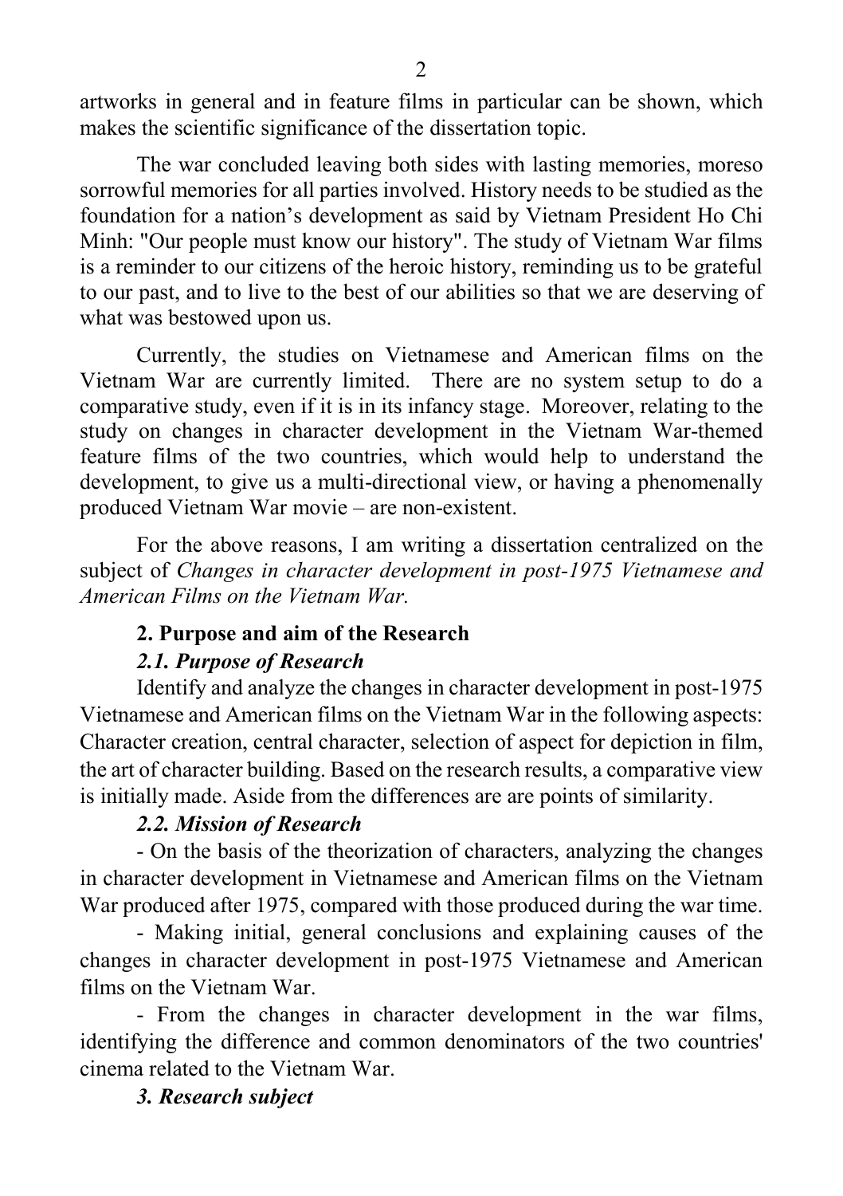artworks in general and in feature films in particular can be shown, which makes the scientific significance of the dissertation topic.

The war concluded leaving both sides with lasting memories, moreso sorrowful memories for all parties involved. History needs to be studied as the foundation for a nation's development as said by Vietnam President Ho Chi Minh: "Our people must know our history". The study of Vietnam War films is a reminder to our citizens of the heroic history, reminding us to be grateful to our past, and to live to the best of our abilities so that we are deserving of what was bestowed upon us.

Currently, the studies on Vietnamese and American films on the Vietnam War are currently limited. There are no system setup to do a comparative study, even if it is in its infancy stage. Moreover, relating to the study on changes in character development in the Vietnam War-themed feature films of the two countries, which would help to understand the development, to give us a multi-directional view, or having a phenomenally produced Vietnam War movie – are non-existent.

For the above reasons, I am writing a dissertation centralized on the subject of *Changes in character development in post-1975 Vietnamese and American Films on the Vietnam War.*

## 2. Purpose and aim of the Research

### *2.1. Purpose of Research*

Identify and analyze the changes in character development in post-1975 Vietnamese and American films on the Vietnam War in the following aspects: Character creation, central character, selection of aspect for depiction in film, the art of character building. Based on the research results, a comparative view is initially made. Aside from the differences are are points of similarity.

### *2.2. Mission of Research*

- On the basis of the theorization of characters, analyzing the changes in character development in Vietnamese and American films on the Vietnam War produced after 1975, compared with those produced during the war time.

- Making initial, general conclusions and explaining causes of the changes in character development in post-1975 Vietnamese and American films on the Vietnam War.

- From the changes in character development in the war films, identifying the difference and common denominators of the two countries' cinema related to the Vietnam War.

### *3. Research subject*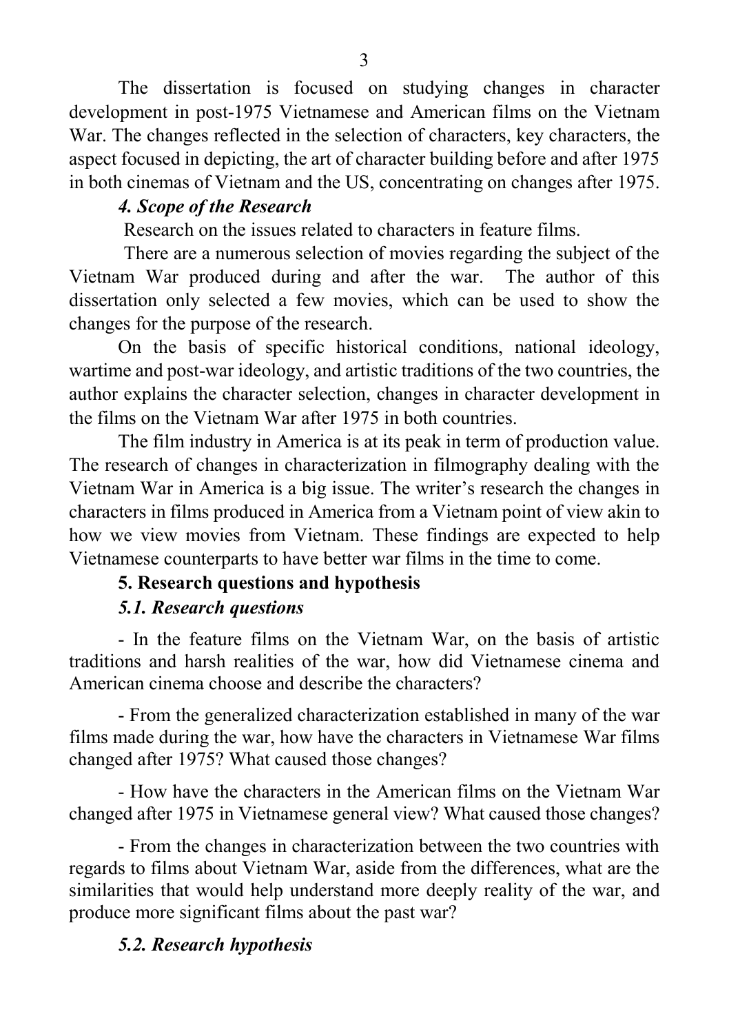The dissertation is focused on studying changes in character development in post-1975 Vietnamese and American films on the Vietnam War. The changes reflected in the selection of characters, key characters, the aspect focused in depicting, the art of character building before and after 1975 in both cinemas of Vietnam and the US, concentrating on changes after 1975.

### *4. Scope of the Research*

Research on the issues related to characters in feature films.

There are a numerous selection of movies regarding the subject of the Vietnam War produced during and after the war. The author of this dissertation only selected a few movies, which can be used to show the changes for the purpose of the research.

On the basis of specific historical conditions, national ideology, wartime and post-war ideology, and artistic traditions of the two countries, the author explains the character selection, changes in character development in the films on the Vietnam War after 1975 in both countries.

The film industry in America is at its peak in term of production value. The research of changes in characterization in filmography dealing with the Vietnam War in America is a big issue. The writer's research the changes in characters in films produced in America from a Vietnam point of view akin to how we view movies from Vietnam. These findings are expected to help Vietnamese counterparts to have better war films in the time to come.

### 5. Research questions and hypothesis

#### *5.1. Research questions*

- In the feature films on the Vietnam War, on the basis of artistic traditions and harsh realities of the war, how did Vietnamese cinema and American cinema choose and describe the characters?

- From the generalized characterization established in many of the war films made during the war, how have the characters in Vietnamese War films changed after 1975? What caused those changes?

- How have the characters in the American films on the Vietnam War changed after 1975 in Vietnamese general view? What caused those changes?

- From the changes in characterization between the two countries with regards to films about Vietnam War, aside from the differences, what are the similarities that would help understand more deeply reality of the war, and produce more significant films about the past war?

#### *5.2. Research hypothesis*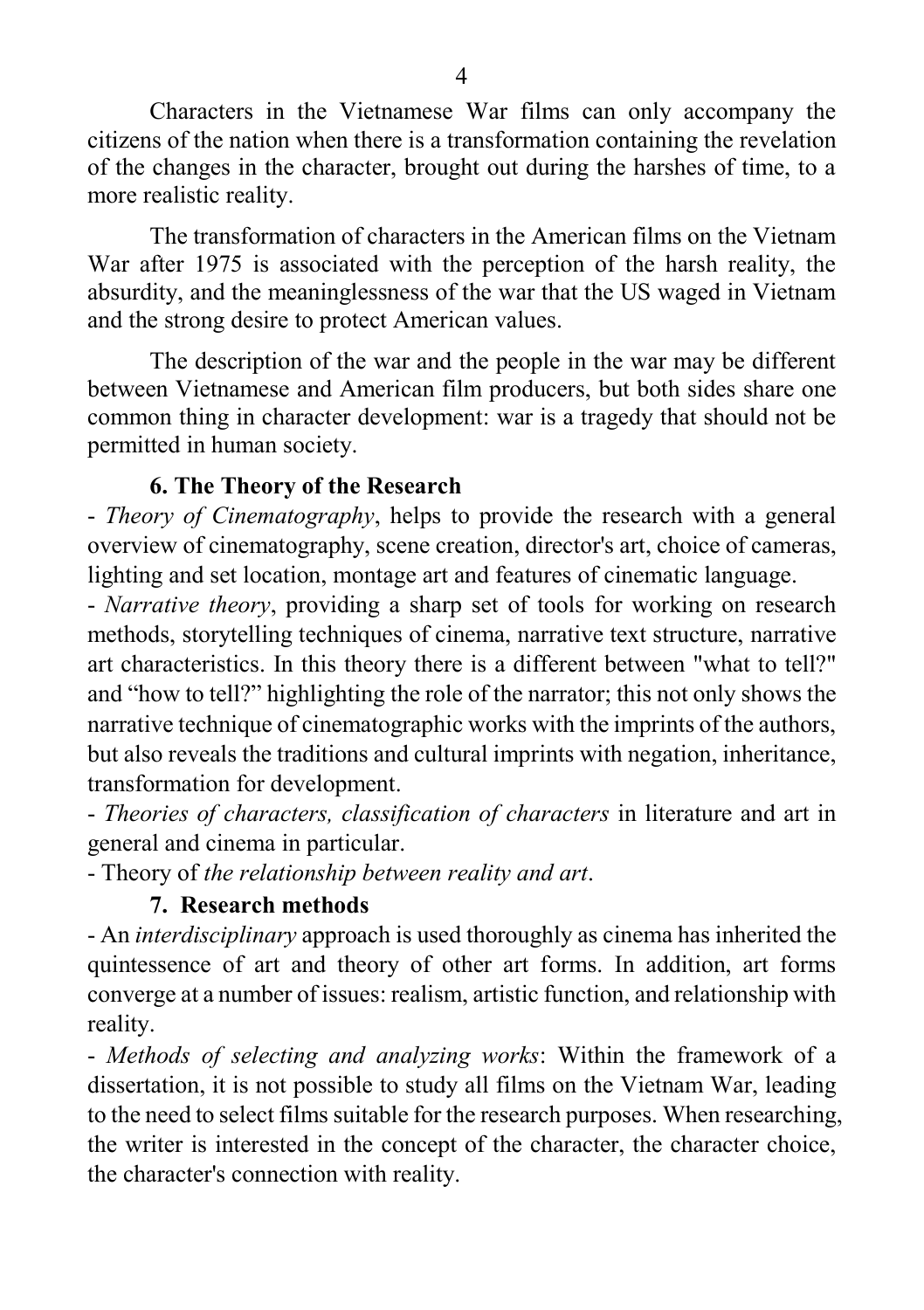Characters in the Vietnamese War films can only accompany the citizens of the nation when there is a transformation containing the revelation of the changes in the character, brought out during the harshes of time, to a more realistic reality.

The transformation of characters in the American films on the Vietnam War after 1975 is associated with the perception of the harsh reality, the absurdity, and the meaninglessness of the war that the US waged in Vietnam and the strong desire to protect American values.

The description of the war and the people in the war may be different between Vietnamese and American film producers, but both sides share one common thing in character development: war is a tragedy that should not be permitted in human society.

### 6. The Theory of the Research

- *Theory of Cinematography*, helps to provide the research with a general overview of cinematography, scene creation, director's art, choice of cameras, lighting and set location, montage art and features of cinematic language.
- *Narrative theory*, providing a sharp set of tools for working on research methods, storytelling techniques of cinema, narrative text structure, narrative art characteristics. In this theory there is a different between "what to tell?" and "how to tell?" highlighting the role of the narrator; this not only shows the narrative technique of cinematographic works with the imprints of the authors, but also reveals the traditions and cultural imprints with negation, inheritance, transformation for development.
- *Theories of characters, classification of characters* in literature and art in general and cinema in particular.
- Theory of *the relationship between reality and art*.

### 7. Research methods

- An *interdisciplinary* approach is used thoroughly as cinema has inherited the quintessence of art and theory of other art forms. In addition, art forms converge at a number of issues: realism, artistic function, and relationship with reality.
- *Methods of selecting and analyzing works*: Within the framework of a dissertation, it is not possible to study all films on the Vietnam War, leading to the need to select films suitable for the research purposes. When researching, the writer is interested in the concept of the character, the character choice, the character's connection with reality.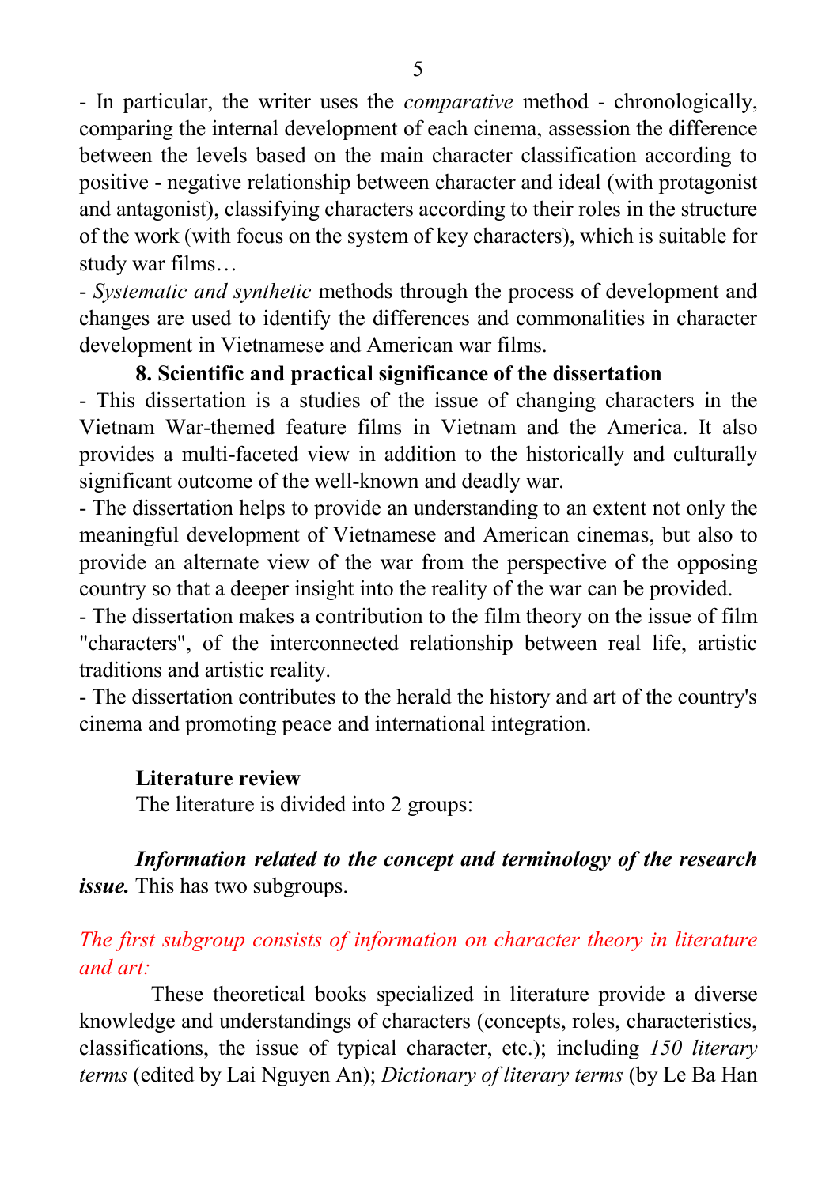- In particular, the writer uses the *comparative* method - chronologically, comparing the internal development of each cinema, assession the difference between the levels based on the main character classification according to positive - negative relationship between character and ideal (with protagonist and antagonist), classifying characters according to their roles in the structure of the work (with focus on the system of key characters), which is suitable for study war films…

- *Systematic and synthetic* methods through the process of development and changes are used to identify the differences and commonalities in character development in Vietnamese and American war films.

**8. Scientific and practical significance of the dissertation**

- This dissertation is a studies of the issue of changing characters in the Vietnam War-themed feature films in Vietnam and the America. It also provides a multi-faceted view in addition to the historically and culturally significant outcome of the well-known and deadly war.

- The dissertation helps to provide an understanding to an extent not only the meaningful development of Vietnamese and American cinemas, but also to provide an alternate view of the war from the perspective of the opposing country so that a deeper insight into the reality of the war can be provided.

- The dissertation makes a contribution to the film theory on the issue of film "characters", of the interconnected relationship between real life, artistic traditions and artistic reality.

- The dissertation contributes to the herald the history and art of the country's cinema and promoting peace and international integration.

**Literature review**

The literature is divided into 2 groups:

***Information related to the concept and terminology of the research issue.*** This has two subgroups.

*The first subgroup consists of information on character theory in literature and art:*

These theoretical books specialized in literature provide a diverse knowledge and understandings of characters (concepts, roles, characteristics, classifications, the issue of typical character, etc.); including *150 literary terms* (edited by Lai Nguyen An); *Dictionary of literary terms* (by Le Ba Han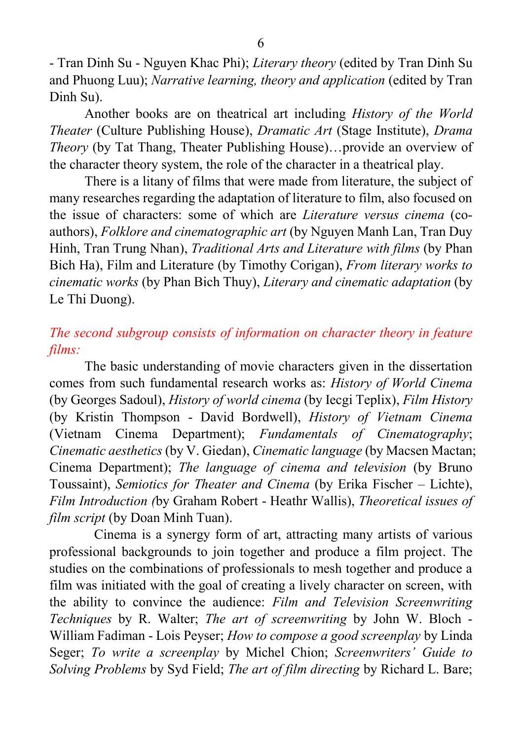- Tran Dinh Su - Nguyen Khac Phi); *Literary theory* (edited by Tran Dinh Su and Phuong Luu); *Narrative learning, theory and application* (edited by Tran Dinh Su).

Another books are on theatrical art including *History of the World Theater* (Culture Publishing House), *Dramatic Art* (Stage Institute), *Drama Theory* (by Tat Thang, Theater Publishing House)…provide an overview of the character theory system, the role of the character in a theatrical play.

There is a litany of films that were made from literature, the subject of many researches regarding the adaptation of literature to film, also focused on the issue of characters: some of which are *Literature versus cinema* (co-authors), *Folklore and cinematographic art* (by Nguyen Manh Lan, Tran Duy Hinh, Tran Trung Nhan), *Traditional Arts and Literature with films* (by Phan Bich Ha), Film and Literature (by Timothy Corigan), *From literary works to cinematic works* (by Phan Bich Thuy), *Literary and cinematic adaptation* (by Le Thi Duong).

*The second subgroup consists of information on character theory in feature films:*

The basic understanding of movie characters given in the dissertation comes from such fundamental research works as: *History of World Cinema* (by Georges Sadoul), *History of world cinema* (by Iecgi Teplix), *Film History* (by Kristin Thompson - David Bordwell), *History of Vietnam Cinema* (Vietnam Cinema Department); *Fundamentals of Cinematography*; *Cinematic aesthetics* (by V. Giedan), *Cinematic language* (by Macsen Mactan; Cinema Department); *The language of cinema and television* (by Bruno Toussaint), *Semiotics for Theater and Cinema* (by Erika Fischer – Lichte), *Film Introduction (*by Graham Robert - Heathr Wallis), *Theoretical issues of film script* (by Doan Minh Tuan).

Cinema is a synergy form of art, attracting many artists of various professional backgrounds to join together and produce a film project. The studies on the combinations of professionals to mesh together and produce a film was initiated with the goal of creating a lively character on screen, with the ability to convince the audience: *Film and Television Screenwriting Techniques* by R. Walter; *The art of screenwriting* by John W. Bloch - William Fadiman - Lois Peyser; *How to compose a good screenplay* by Linda Seger; *To write a screenplay* by Michel Chion; *Screenwriters' Guide to Solving Problems* by Syd Field; *The art of film directing* by Richard L. Bare;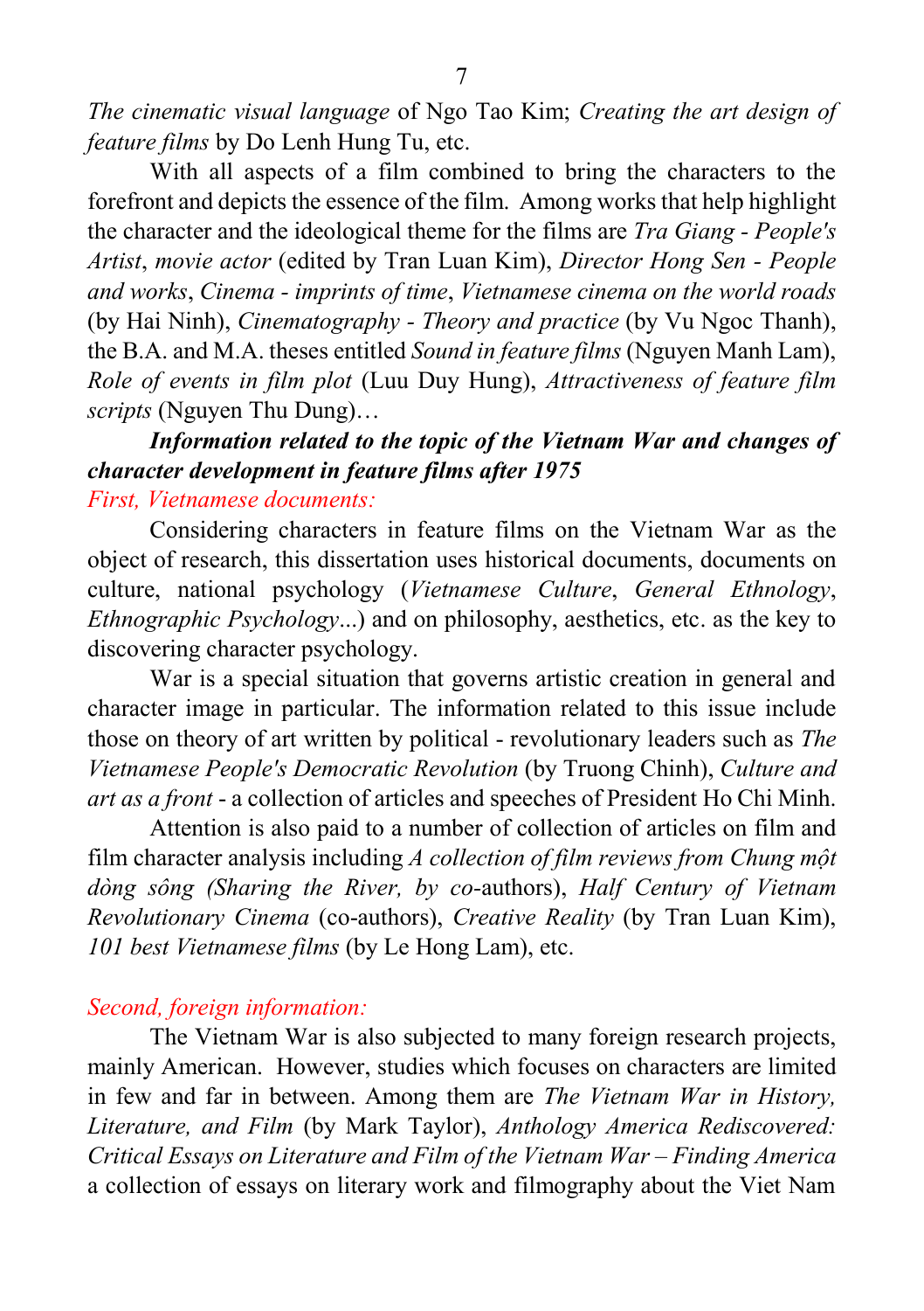*The cinematic visual language* of Ngo Tao Kim; *Creating the art design of feature films* by Do Lenh Hung Tu, etc.

With all aspects of a film combined to bring the characters to the forefront and depicts the essence of the film. Among works that help highlight the character and the ideological theme for the films are *Tra Giang - People's Artist*, *movie actor* (edited by Tran Luan Kim), *Director Hong Sen - People and works*, *Cinema - imprints of time*, *Vietnamese cinema on the world roads* (by Hai Ninh), *Cinematography - Theory and practice* (by Vu Ngoc Thanh), the B.A. and M.A. theses entitled *Sound in feature films* (Nguyen Manh Lam), *Role of events in film plot* (Luu Duy Hung), *Attractiveness of feature film scripts* (Nguyen Thu Dung)…

***Information related to the topic of the Vietnam War and changes of character development in feature films after 1975***

*First, Vietnamese documents:*

Considering characters in feature films on the Vietnam War as the object of research, this dissertation uses historical documents, documents on culture, national psychology (*Vietnamese Culture*, *General Ethnology*, *Ethnographic Psychology*...) and on philosophy, aesthetics, etc. as the key to discovering character psychology.

War is a special situation that governs artistic creation in general and character image in particular. The information related to this issue include those on theory of art written by political - revolutionary leaders such as *The Vietnamese People's Democratic Revolution* (by Truong Chinh), *Culture and art as a front* - a collection of articles and speeches of President Ho Chi Minh.

Attention is also paid to a number of collection of articles on film and film character analysis including *A collection of film reviews from Chung một dòng sông (Sharing the River, by co*-authors), *Half Century of Vietnam Revolutionary Cinema* (co-authors), *Creative Reality* (by Tran Luan Kim), *101 best Vietnamese films* (by Le Hong Lam), etc.

*Second, foreign information:*

The Vietnam War is also subjected to many foreign research projects, mainly American. However, studies which focuses on characters are limited in few and far in between. Among them are *The Vietnam War in History, Literature, and Film* (by Mark Taylor), *Anthology America Rediscovered: Critical Essays on Literature and Film of the Vietnam War – Finding America* a collection of essays on literary work and filmography about the Viet Nam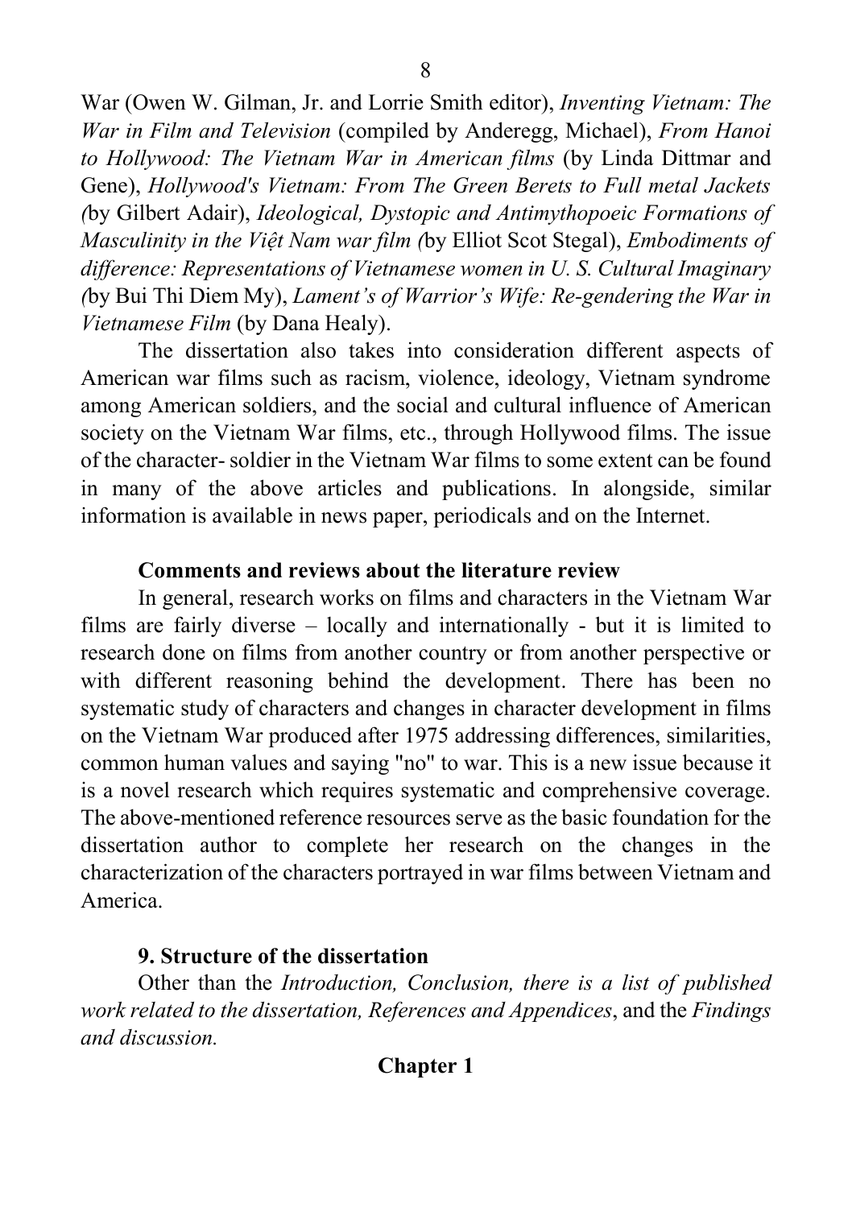War (Owen W. Gilman, Jr. and Lorrie Smith editor), *Inventing Vietnam: The War in Film and Television* (compiled by Anderegg, Michael), *From Hanoi to Hollywood: The Vietnam War in American films* (by Linda Dittmar and Gene), *Hollywood's Vietnam: From The Green Berets to Full metal Jackets (*by Gilbert Adair), *Ideological, Dystopic and Antimythopoeic Formations of Masculinity in the Việt Nam war film (*by Elliot Scot Stegal), *Embodiments of difference: Representations of Vietnamese women in U. S. Cultural Imaginary (*by Bui Thi Diem My), *Lament's of Warrior's Wife: Re-gendering the War in Vietnamese Film* (by Dana Healy).

The dissertation also takes into consideration different aspects of American war films such as racism, violence, ideology, Vietnam syndrome among American soldiers, and the social and cultural influence of American society on the Vietnam War films, etc., through Hollywood films. The issue of the character- soldier in the Vietnam War films to some extent can be found in many of the above articles and publications. In alongside, similar information is available in news paper, periodicals and on the Internet.

**Comments and reviews about the literature review**

In general, research works on films and characters in the Vietnam War films are fairly diverse – locally and internationally - but it is limited to research done on films from another country or from another perspective or with different reasoning behind the development. There has been no systematic study of characters and changes in character development in films on the Vietnam War produced after 1975 addressing differences, similarities, common human values and saying "no" to war. This is a new issue because it is a novel research which requires systematic and comprehensive coverage. The above-mentioned reference resources serve as the basic foundation for the dissertation author to complete her research on the changes in the characterization of the characters portrayed in war films between Vietnam and America.

**9. Structure of the dissertation**

Other than the *Introduction, Conclusion, there is a list of published work related to the dissertation, References and Appendices*, and the *Findings and discussion.*

## Chapter 1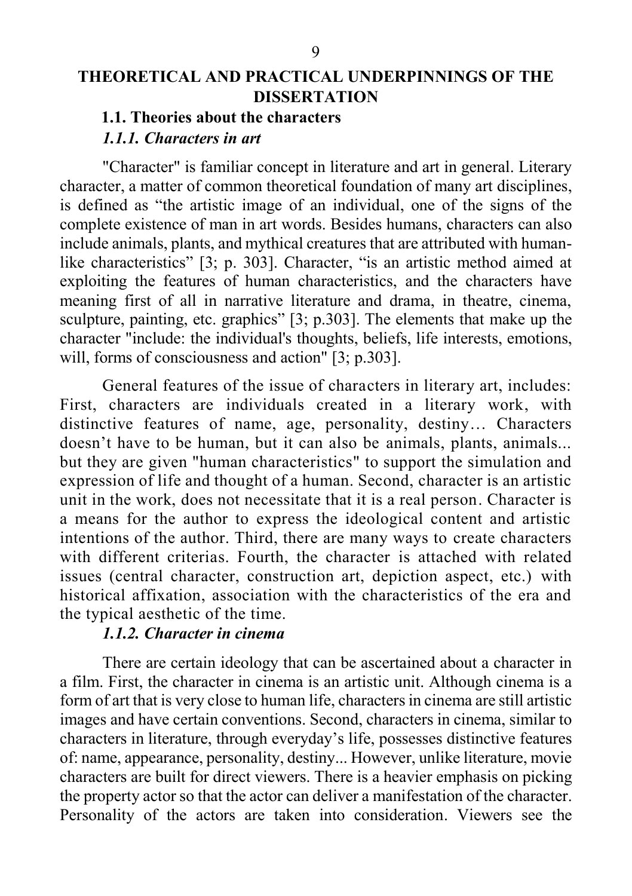# THEORETICAL AND PRACTICAL UNDERPINNINGS OF THE DISSERTATION

## 1.1. Theories about the characters

### *1.1.1. Characters in art*

"Character" is familiar concept in literature and art in general. Literary character, a matter of common theoretical foundation of many art disciplines, is defined as "the artistic image of an individual, one of the signs of the complete existence of man in art words. Besides humans, characters can also include animals, plants, and mythical creatures that are attributed with human-like characteristics" [3; p. 303]. Character, "is an artistic method aimed at exploiting the features of human characteristics, and the characters have meaning first of all in narrative literature and drama, in theatre, cinema, sculpture, painting, etc. graphics" [3; p.303]. The elements that make up the character "include: the individual's thoughts, beliefs, life interests, emotions, will, forms of consciousness and action" [3; p.303].

General features of the issue of characters in literary art, includes: First, characters are individuals created in a literary work, with distinctive features of name, age, personality, destiny… Characters doesn't have to be human, but it can also be animals, plants, animals... but they are given "human characteristics" to support the simulation and expression of life and thought of a human. Second, character is an artistic unit in the work, does not necessitate that it is a real person. Character is a means for the author to express the ideological content and artistic intentions of the author. Third, there are many ways to create characters with different criterias. Fourth, the character is attached with related issues (central character, construction art, depiction aspect, etc.) with historical affixation, association with the characteristics of the era and the typical aesthetic of the time.

### *1.1.2. Character in cinema*

There are certain ideology that can be ascertained about a character in a film. First, the character in cinema is an artistic unit. Although cinema is a form of art that is very close to human life, characters in cinema are still artistic images and have certain conventions. Second, characters in cinema, similar to characters in literature, through everyday's life, possesses distinctive features of: name, appearance, personality, destiny... However, unlike literature, movie characters are built for direct viewers. There is a heavier emphasis on picking the property actor so that the actor can deliver a manifestation of the character. Personality of the actors are taken into consideration. Viewers see the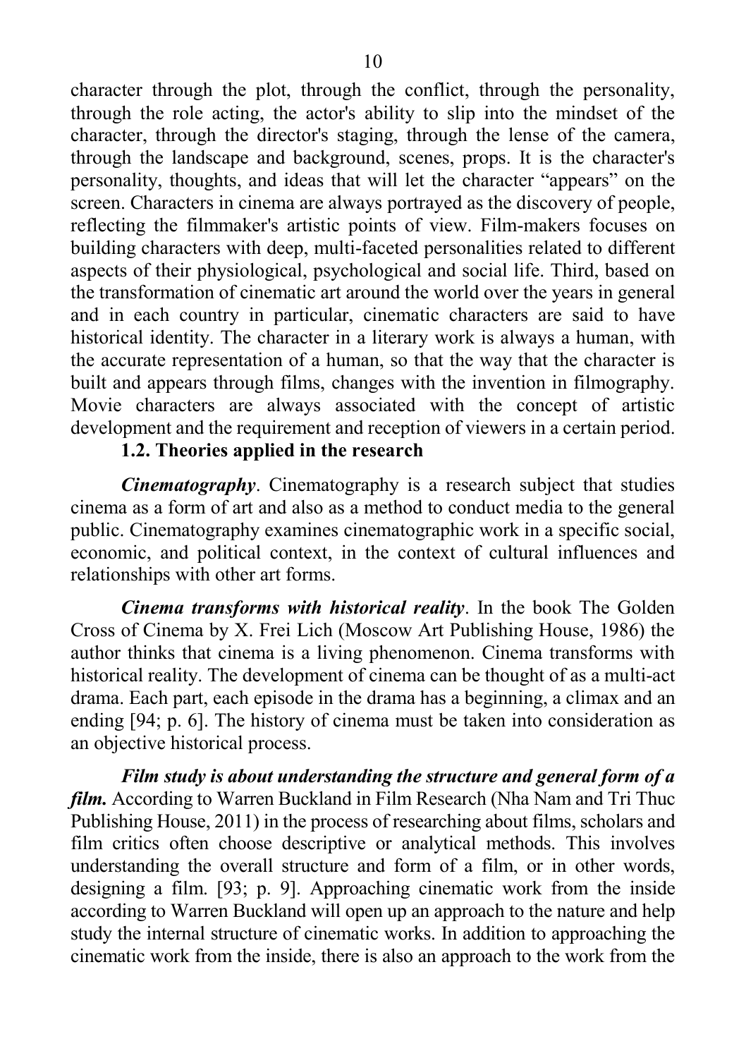character through the plot, through the conflict, through the personality, through the role acting, the actor's ability to slip into the mindset of the character, through the director's staging, through the lense of the camera, through the landscape and background, scenes, props. It is the character's personality, thoughts, and ideas that will let the character "appears" on the screen. Characters in cinema are always portrayed as the discovery of people, reflecting the filmmaker's artistic points of view. Film-makers focuses on building characters with deep, multi-faceted personalities related to different aspects of their physiological, psychological and social life. Third, based on the transformation of cinematic art around the world over the years in general and in each country in particular, cinematic characters are said to have historical identity. The character in a literary work is always a human, with the accurate representation of a human, so that the way that the character is built and appears through films, changes with the invention in filmography. Movie characters are always associated with the concept of artistic development and the requirement and reception of viewers in a certain period.

### 1.2. Theories applied in the research

***Cinematography***. Cinematography is a research subject that studies cinema as a form of art and also as a method to conduct media to the general public. Cinematography examines cinematographic work in a specific social, economic, and political context, in the context of cultural influences and relationships with other art forms.

***Cinema transforms with historical reality***. In the book The Golden Cross of Cinema by X. Frei Lich (Moscow Art Publishing House, 1986) the author thinks that cinema is a living phenomenon. Cinema transforms with historical reality. The development of cinema can be thought of as a multi-act drama. Each part, each episode in the drama has a beginning, a climax and an ending [94; p. 6]. The history of cinema must be taken into consideration as an objective historical process.

***Film study is about understanding the structure and general form of a film.*** According to Warren Buckland in Film Research (Nha Nam and Tri Thuc Publishing House, 2011) in the process of researching about films, scholars and film critics often choose descriptive or analytical methods. This involves understanding the overall structure and form of a film, or in other words, designing a film. [93; p. 9]. Approaching cinematic work from the inside according to Warren Buckland will open up an approach to the nature and help study the internal structure of cinematic works. In addition to approaching the cinematic work from the inside, there is also an approach to the work from the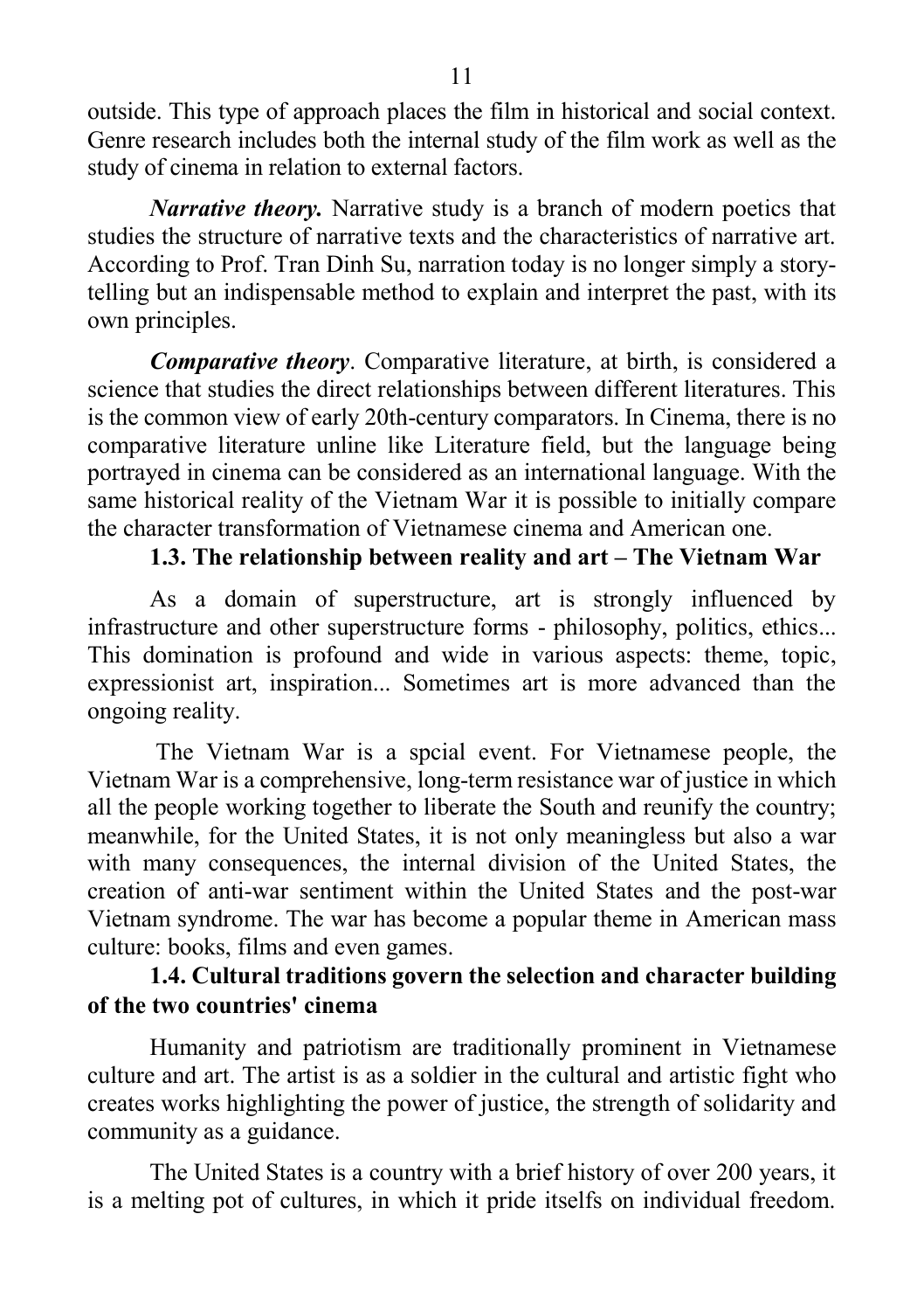outside. This type of approach places the film in historical and social context. Genre research includes both the internal study of the film work as well as the study of cinema in relation to external factors.

***Narrative theory.*** Narrative study is a branch of modern poetics that studies the structure of narrative texts and the characteristics of narrative art. According to Prof. Tran Dinh Su, narration today is no longer simply a story-telling but an indispensable method to explain and interpret the past, with its own principles.

***Comparative theory***. Comparative literature, at birth, is considered a science that studies the direct relationships between different literatures. This is the common view of early 20th-century comparators. In Cinema, there is no comparative literature unline like Literature field, but the language being portrayed in cinema can be considered as an international language. With the same historical reality of the Vietnam War it is possible to initially compare the character transformation of Vietnamese cinema and American one.

### 1.3. The relationship between reality and art – The Vietnam War

As a domain of superstructure, art is strongly influenced by infrastructure and other superstructure forms - philosophy, politics, ethics... This domination is profound and wide in various aspects: theme, topic, expressionist art, inspiration... Sometimes art is more advanced than the ongoing reality.

The Vietnam War is a spcial event. For Vietnamese people, the Vietnam War is a comprehensive, long-term resistance war of justice in which all the people working together to liberate the South and reunify the country; meanwhile, for the United States, it is not only meaningless but also a war with many consequences, the internal division of the United States, the creation of anti-war sentiment within the United States and the post-war Vietnam syndrome. The war has become a popular theme in American mass culture: books, films and even games.

### 1.4. Cultural traditions govern the selection and character building of the two countries' cinema

Humanity and patriotism are traditionally prominent in Vietnamese culture and art. The artist is as a soldier in the cultural and artistic fight who creates works highlighting the power of justice, the strength of solidarity and community as a guidance.

The United States is a country with a brief history of over 200 years, it is a melting pot of cultures, in which it pride itselfs on individual freedom.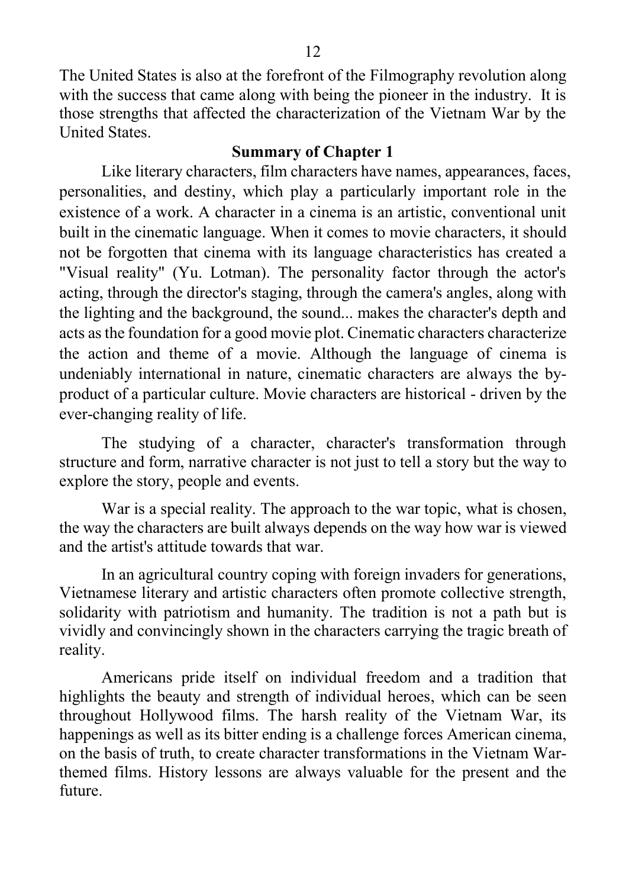The United States is also at the forefront of the Filmography revolution along with the success that came along with being the pioneer in the industry. It is those strengths that affected the characterization of the Vietnam War by the United States.

## Summary of Chapter 1

Like literary characters, film characters have names, appearances, faces, personalities, and destiny, which play a particularly important role in the existence of a work. A character in a cinema is an artistic, conventional unit built in the cinematic language. When it comes to movie characters, it should not be forgotten that cinema with its language characteristics has created a "Visual reality" (Yu. Lotman). The personality factor through the actor's acting, through the director's staging, through the camera's angles, along with the lighting and the background, the sound... makes the character's depth and acts as the foundation for a good movie plot. Cinematic characters characterize the action and theme of a movie. Although the language of cinema is undeniably international in nature, cinematic characters are always the by-product of a particular culture. Movie characters are historical - driven by the ever-changing reality of life.

The studying of a character, character's transformation through structure and form, narrative character is not just to tell a story but the way to explore the story, people and events.

War is a special reality. The approach to the war topic, what is chosen, the way the characters are built always depends on the way how war is viewed and the artist's attitude towards that war.

In an agricultural country coping with foreign invaders for generations, Vietnamese literary and artistic characters often promote collective strength, solidarity with patriotism and humanity. The tradition is not a path but is vividly and convincingly shown in the characters carrying the tragic breath of reality.

Americans pride itself on individual freedom and a tradition that highlights the beauty and strength of individual heroes, which can be seen throughout Hollywood films. The harsh reality of the Vietnam War, its happenings as well as its bitter ending is a challenge forces American cinema, on the basis of truth, to create character transformations in the Vietnam War-themed films. History lessons are always valuable for the present and the future.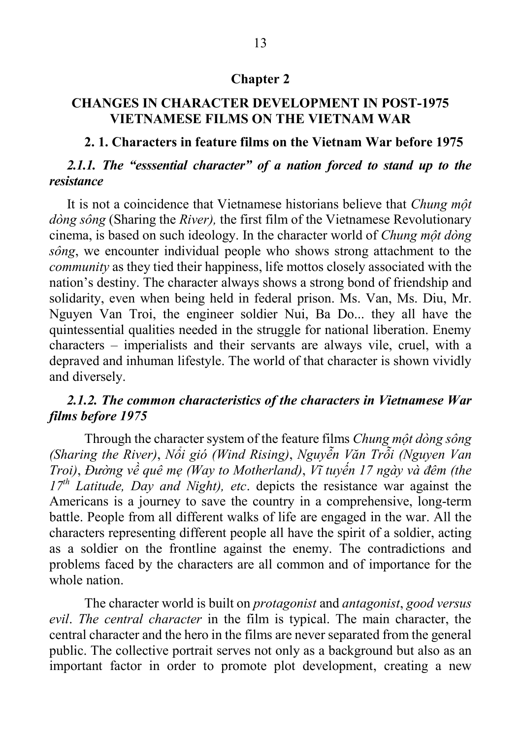# Chapter 2

## CHANGES IN CHARACTER DEVELOPMENT IN POST-1975 VIETNAMESE FILMS ON THE VIETNAM WAR

### 2. 1. Characters in feature films on the Vietnam War before 1975

#### *2.1.1. The "esssential character" of a nation forced to stand up to the resistance*

It is not a coincidence that Vietnamese historians believe that *Chung một dòng sông* (Sharing the *River),* the first film of the Vietnamese Revolutionary cinema, is based on such ideology. In the character world of *Chung một dòng sông*, we encounter individual people who shows strong attachment to the *community* as they tied their happiness, life mottos closely associated with the nation's destiny. The character always shows a strong bond of friendship and solidarity, even when being held in federal prison. Ms. Van, Ms. Diu, Mr. Nguyen Van Troi, the engineer soldier Nui, Ba Do... they all have the quintessential qualities needed in the struggle for national liberation. Enemy characters – imperialists and their servants are always vile, cruel, with a depraved and inhuman lifestyle. The world of that character is shown vividly and diversely.

#### *2.1.2. The common characteristics of the characters in Vietnamese War films before 1975*

Through the character system of the feature films *Chung một dòng sông (Sharing the River)*, *Nổi gió (Wind Rising)*, *Nguyễn Văn Trỗi (Nguyen Van Troi)*, *Đường về quê mẹ (Way to Motherland)*, *Vĩ tuyến 17 ngày và đêm (the 17th Latitude, Day and Night), etc*. depicts the resistance war against the Americans is a journey to save the country in a comprehensive, long-term battle. People from all different walks of life are engaged in the war. All the characters representing different people all have the spirit of a soldier, acting as a soldier on the frontline against the enemy. The contradictions and problems faced by the characters are all common and of importance for the whole nation.

The character world is built on *protagonist* and *antagonist*, *good versus evil*. *The central character* in the film is typical. The main character, the central character and the hero in the films are never separated from the general public. The collective portrait serves not only as a background but also as an important factor in order to promote plot development, creating a new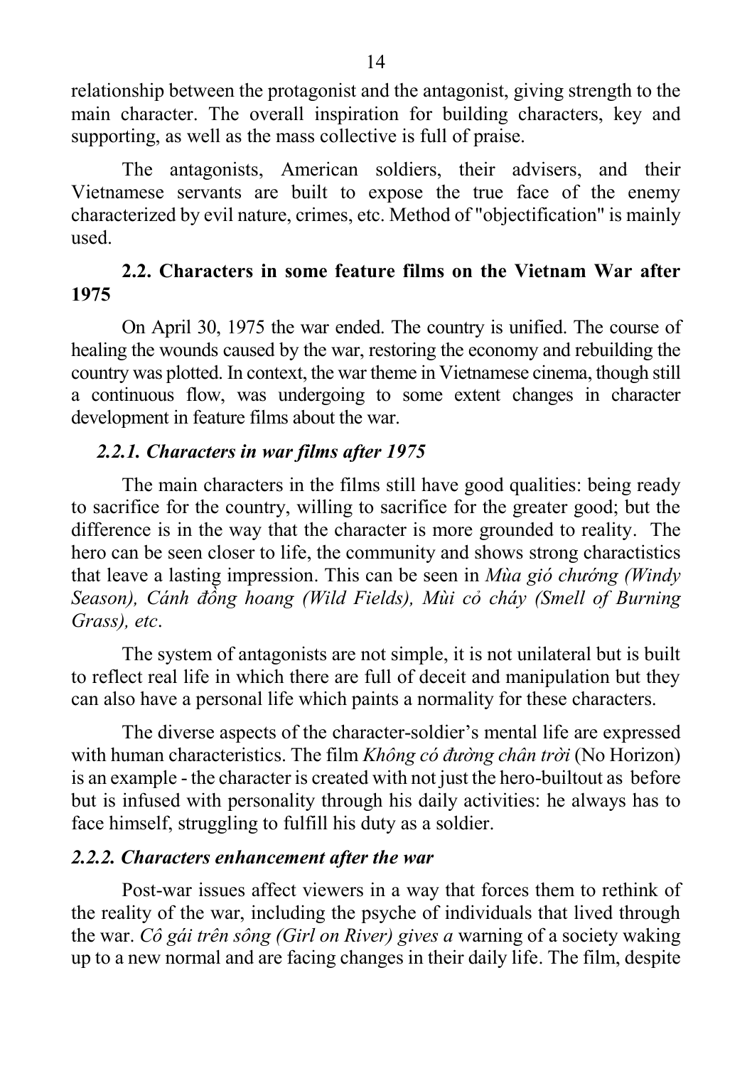relationship between the protagonist and the antagonist, giving strength to the main character. The overall inspiration for building characters, key and supporting, as well as the mass collective is full of praise.

The antagonists, American soldiers, their advisers, and their Vietnamese servants are built to expose the true face of the enemy characterized by evil nature, crimes, etc. Method of "objectification" is mainly used.

## 2.2. Characters in some feature films on the Vietnam War after 1975

On April 30, 1975 the war ended. The country is unified. The course of healing the wounds caused by the war, restoring the economy and rebuilding the country was plotted. In context, the war theme in Vietnamese cinema, though still a continuous flow, was undergoing to some extent changes in character development in feature films about the war.

### *2.2.1. Characters in war films after 1975*

The main characters in the films still have good qualities: being ready to sacrifice for the country, willing to sacrifice for the greater good; but the difference is in the way that the character is more grounded to reality. The hero can be seen closer to life, the community and shows strong charactistics that leave a lasting impression. This can be seen in *Mùa gió chướng (Windy Season), Cánh đồng hoang (Wild Fields), Mùi cỏ cháy (Smell of Burning Grass), etc*.

The system of antagonists are not simple, it is not unilateral but is built to reflect real life in which there are full of deceit and manipulation but they can also have a personal life which paints a normality for these characters.

The diverse aspects of the character-soldier's mental life are expressed with human characteristics. The film *Không có đường chân trời* (No Horizon) is an example - the character is created with not just the hero-builtout as before but is infused with personality through his daily activities: he always has to face himself, struggling to fulfill his duty as a soldier.

### *2.2.2. Characters enhancement after the war*

Post-war issues affect viewers in a way that forces them to rethink of the reality of the war, including the psyche of individuals that lived through the war. *Cô gái trên sông (Girl on River) gives a* warning of a society waking up to a new normal and are facing changes in their daily life. The film, despite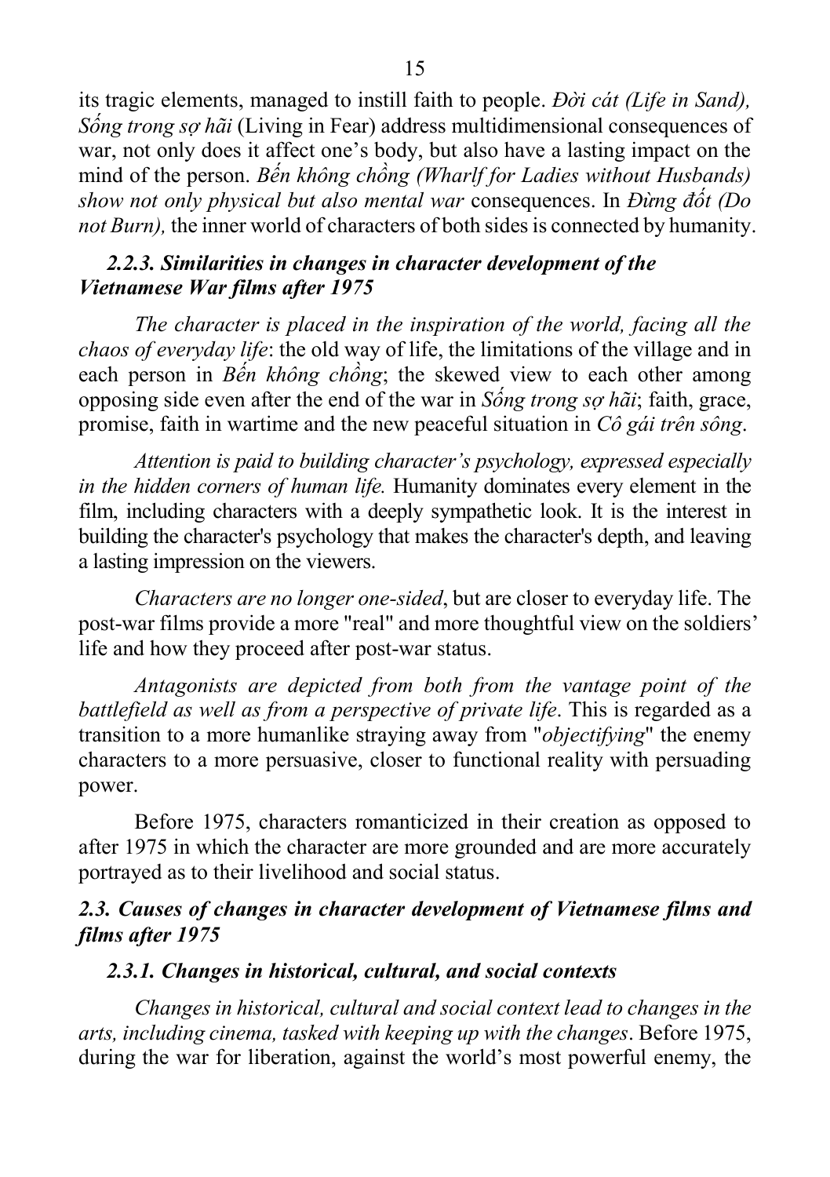its tragic elements, managed to instill faith to people. *Đời cát (Life in Sand), Sống trong sợ hãi* (Living in Fear) address multidimensional consequences of war, not only does it affect one's body, but also have a lasting impact on the mind of the person. *Bến không chồng (Wharlf for Ladies without Husbands) show not only physical but also mental war* consequences. In *Đừng đốt (Do not Burn),* the inner world of characters of both sides is connected by humanity.

### *2.2.3. Similarities in changes in character development of the Vietnamese War films after 1975*

*The character is placed in the inspiration of the world, facing all the chaos of everyday life*: the old way of life, the limitations of the village and in each person in *Bến không chồng*; the skewed view to each other among opposing side even after the end of the war in *Sống trong sợ hãi*; faith, grace, promise, faith in wartime and the new peaceful situation in *Cô gái trên sông*.

*Attention is paid to building character's psychology, expressed especially in the hidden corners of human life.* Humanity dominates every element in the film, including characters with a deeply sympathetic look. It is the interest in building the character's psychology that makes the character's depth, and leaving a lasting impression on the viewers.

*Characters are no longer one-sided*, but are closer to everyday life. The post-war films provide a more "real" and more thoughtful view on the soldiers' life and how they proceed after post-war status.

*Antagonists are depicted from both from the vantage point of the battlefield as well as from a perspective of private life*. This is regarded as a transition to a more humanlike straying away from "*objectifying*" the enemy characters to a more persuasive, closer to functional reality with persuading power.

Before 1975, characters romanticized in their creation as opposed to after 1975 in which the character are more grounded and are more accurately portrayed as to their livelihood and social status.

## *2.3. Causes of changes in character development of Vietnamese films and films after 1975*

### *2.3.1. Changes in historical, cultural, and social contexts*

*Changes in historical, cultural and social context lead to changes in the arts, including cinema, tasked with keeping up with the changes*. Before 1975, during the war for liberation, against the world's most powerful enemy, the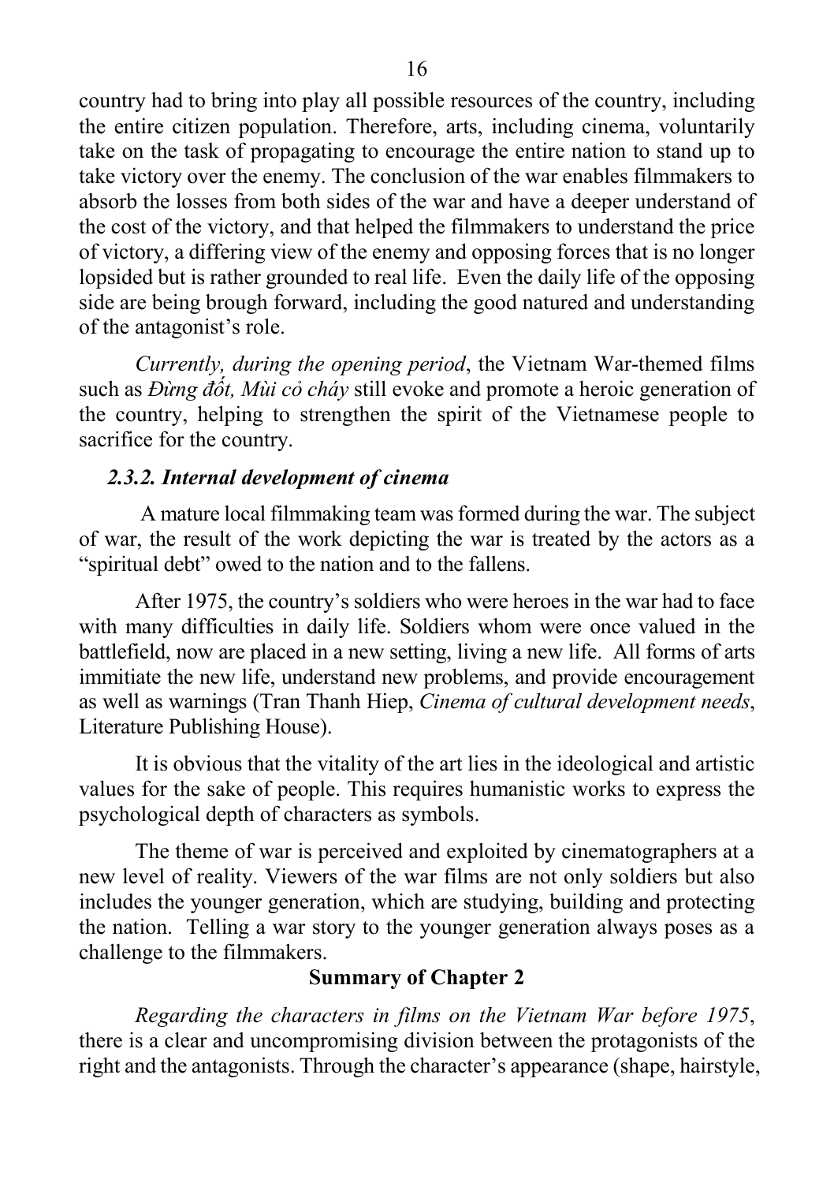country had to bring into play all possible resources of the country, including the entire citizen population. Therefore, arts, including cinema, voluntarily take on the task of propagating to encourage the entire nation to stand up to take victory over the enemy. The conclusion of the war enables filmmakers to absorb the losses from both sides of the war and have a deeper understand of the cost of the victory, and that helped the filmmakers to understand the price of victory, a differing view of the enemy and opposing forces that is no longer lopsided but is rather grounded to real life. Even the daily life of the opposing side are being brough forward, including the good natured and understanding of the antagonist's role.

*Currently, during the opening period*, the Vietnam War-themed films such as *Đừng đốt, Mùi cỏ cháy* still evoke and promote a heroic generation of the country, helping to strengthen the spirit of the Vietnamese people to sacrifice for the country.

### *2.3.2. Internal development of cinema*

A mature local filmmaking team was formed during the war. The subject of war, the result of the work depicting the war is treated by the actors as a "spiritual debt" owed to the nation and to the fallens.

After 1975, the country's soldiers who were heroes in the war had to face with many difficulties in daily life. Soldiers whom were once valued in the battlefield, now are placed in a new setting, living a new life. All forms of arts immitiate the new life, understand new problems, and provide encouragement as well as warnings (Tran Thanh Hiep, *Cinema of cultural development needs*, Literature Publishing House).

It is obvious that the vitality of the art lies in the ideological and artistic values for the sake of people. This requires humanistic works to express the psychological depth of characters as symbols.

The theme of war is perceived and exploited by cinematographers at a new level of reality. Viewers of the war films are not only soldiers but also includes the younger generation, which are studying, building and protecting the nation. Telling a war story to the younger generation always poses as a challenge to the filmmakers.

**Summary of Chapter 2**

*Regarding the characters in films on the Vietnam War before 1975*, there is a clear and uncompromising division between the protagonists of the right and the antagonists. Through the character's appearance (shape, hairstyle,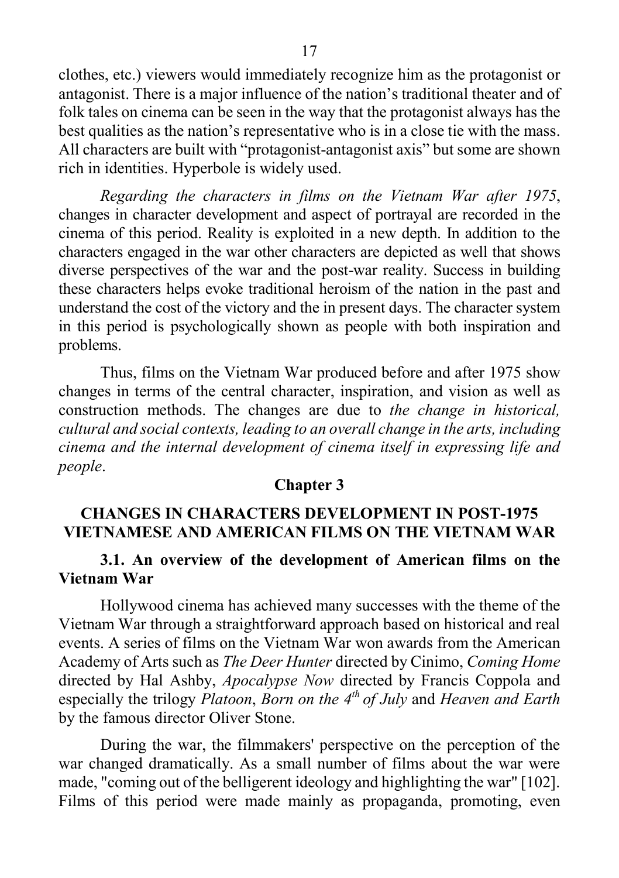clothes, etc.) viewers would immediately recognize him as the protagonist or antagonist. There is a major influence of the nation's traditional theater and of folk tales on cinema can be seen in the way that the protagonist always has the best qualities as the nation's representative who is in a close tie with the mass. All characters are built with "protagonist-antagonist axis" but some are shown rich in identities. Hyperbole is widely used.

*Regarding the characters in films on the Vietnam War after 1975*, changes in character development and aspect of portrayal are recorded in the cinema of this period. Reality is exploited in a new depth. In addition to the characters engaged in the war other characters are depicted as well that shows diverse perspectives of the war and the post-war reality. Success in building these characters helps evoke traditional heroism of the nation in the past and understand the cost of the victory and the in present days. The character system in this period is psychologically shown as people with both inspiration and problems.

Thus, films on the Vietnam War produced before and after 1975 show changes in terms of the central character, inspiration, and vision as well as construction methods. The changes are due to *the change in historical, cultural and social contexts, leading to an overall change in the arts, including cinema and the internal development of cinema itself in expressing life and people*.

## Chapter 3

## CHANGES IN CHARACTERS DEVELOPMENT IN POST-1975 VIETNAMESE AND AMERICAN FILMS ON THE VIETNAM WAR

### 3.1. An overview of the development of American films on the Vietnam War

Hollywood cinema has achieved many successes with the theme of the Vietnam War through a straightforward approach based on historical and real events. A series of films on the Vietnam War won awards from the American Academy of Arts such as *The Deer Hunter* directed by Cinimo, *Coming Home* directed by Hal Ashby, *Apocalypse Now* directed by Francis Coppola and especially the trilogy *Platoon*, *Born on the 4th of July* and *Heaven and Earth* by the famous director Oliver Stone.

During the war, the filmmakers' perspective on the perception of the war changed dramatically. As a small number of films about the war were made, "coming out of the belligerent ideology and highlighting the war" [102]. Films of this period were made mainly as propaganda, promoting, even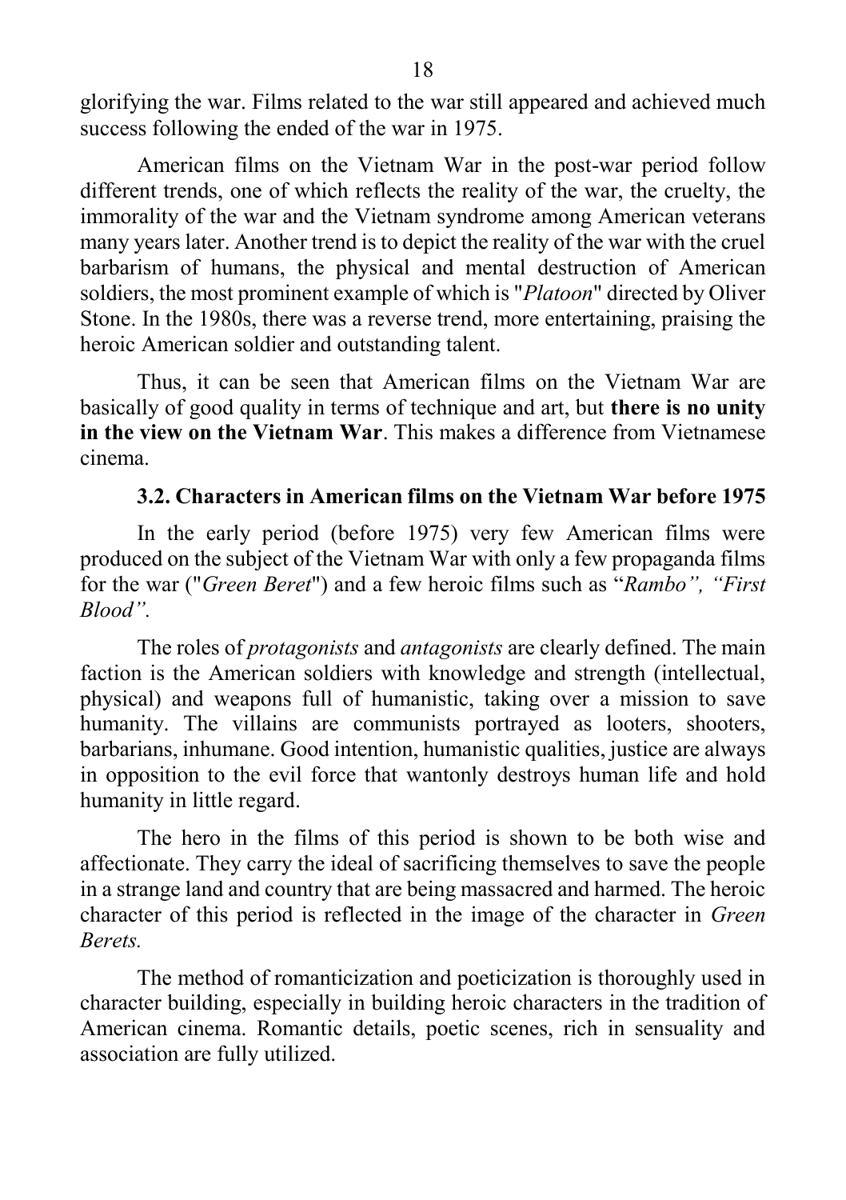glorifying the war. Films related to the war still appeared and achieved much success following the ended of the war in 1975.

American films on the Vietnam War in the post-war period follow different trends, one of which reflects the reality of the war, the cruelty, the immorality of the war and the Vietnam syndrome among American veterans many years later. Another trend is to depict the reality of the war with the cruel barbarism of humans, the physical and mental destruction of American soldiers, the most prominent example of which is "*Platoon*" directed by Oliver Stone. In the 1980s, there was a reverse trend, more entertaining, praising the heroic American soldier and outstanding talent.

Thus, it can be seen that American films on the Vietnam War are basically of good quality in terms of technique and art, but **there is no unity in the view on the Vietnam War**. This makes a difference from Vietnamese cinema.

### 3.2. Characters in American films on the Vietnam War before 1975

In the early period (before 1975) very few American films were produced on the subject of the Vietnam War with only a few propaganda films for the war ("*Green Beret*") and a few heroic films such as "*Rambo", "First Blood"*.

The roles of *protagonists* and *antagonists* are clearly defined. The main faction is the American soldiers with knowledge and strength (intellectual, physical) and weapons full of humanistic, taking over a mission to save humanity. The villains are communists portrayed as looters, shooters, barbarians, inhumane. Good intention, humanistic qualities, justice are always in opposition to the evil force that wantonly destroys human life and hold humanity in little regard.

The hero in the films of this period is shown to be both wise and affectionate. They carry the ideal of sacrificing themselves to save the people in a strange land and country that are being massacred and harmed. The heroic character of this period is reflected in the image of the character in *Green Berets.*

The method of romanticization and poeticization is thoroughly used in character building, especially in building heroic characters in the tradition of American cinema. Romantic details, poetic scenes, rich in sensuality and association are fully utilized.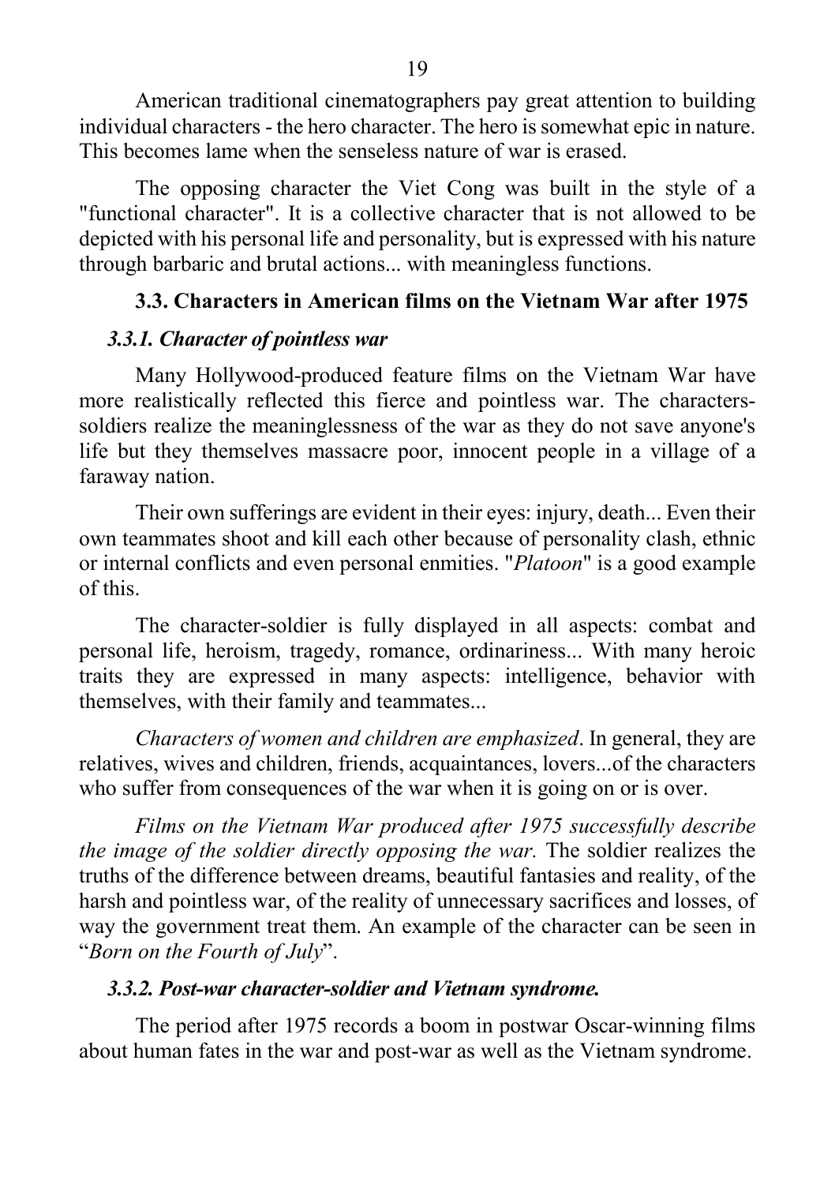American traditional cinematographers pay great attention to building individual characters - the hero character. The hero is somewhat epic in nature. This becomes lame when the senseless nature of war is erased.

The opposing character the Viet Cong was built in the style of a "functional character". It is a collective character that is not allowed to be depicted with his personal life and personality, but is expressed with his nature through barbaric and brutal actions... with meaningless functions.

### 3.3. Characters in American films on the Vietnam War after 1975

#### *3.3.1. Character of pointless war*

Many Hollywood-produced feature films on the Vietnam War have more realistically reflected this fierce and pointless war. The characters-soldiers realize the meaninglessness of the war as they do not save anyone's life but they themselves massacre poor, innocent people in a village of a faraway nation.

Their own sufferings are evident in their eyes: injury, death... Even their own teammates shoot and kill each other because of personality clash, ethnic or internal conflicts and even personal enmities. "*Platoon*" is a good example of this.

The character-soldier is fully displayed in all aspects: combat and personal life, heroism, tragedy, romance, ordinariness... With many heroic traits they are expressed in many aspects: intelligence, behavior with themselves, with their family and teammates...

*Characters of women and children are emphasized*. In general, they are relatives, wives and children, friends, acquaintances, lovers...of the characters who suffer from consequences of the war when it is going on or is over.

*Films on the Vietnam War produced after 1975 successfully describe the image of the soldier directly opposing the war.* The soldier realizes the truths of the difference between dreams, beautiful fantasies and reality, of the harsh and pointless war, of the reality of unnecessary sacrifices and losses, of way the government treat them. An example of the character can be seen in "*Born on the Fourth of July*".

#### *3.3.2. Post-war character-soldier and Vietnam syndrome.*

The period after 1975 records a boom in postwar Oscar-winning films about human fates in the war and post-war as well as the Vietnam syndrome.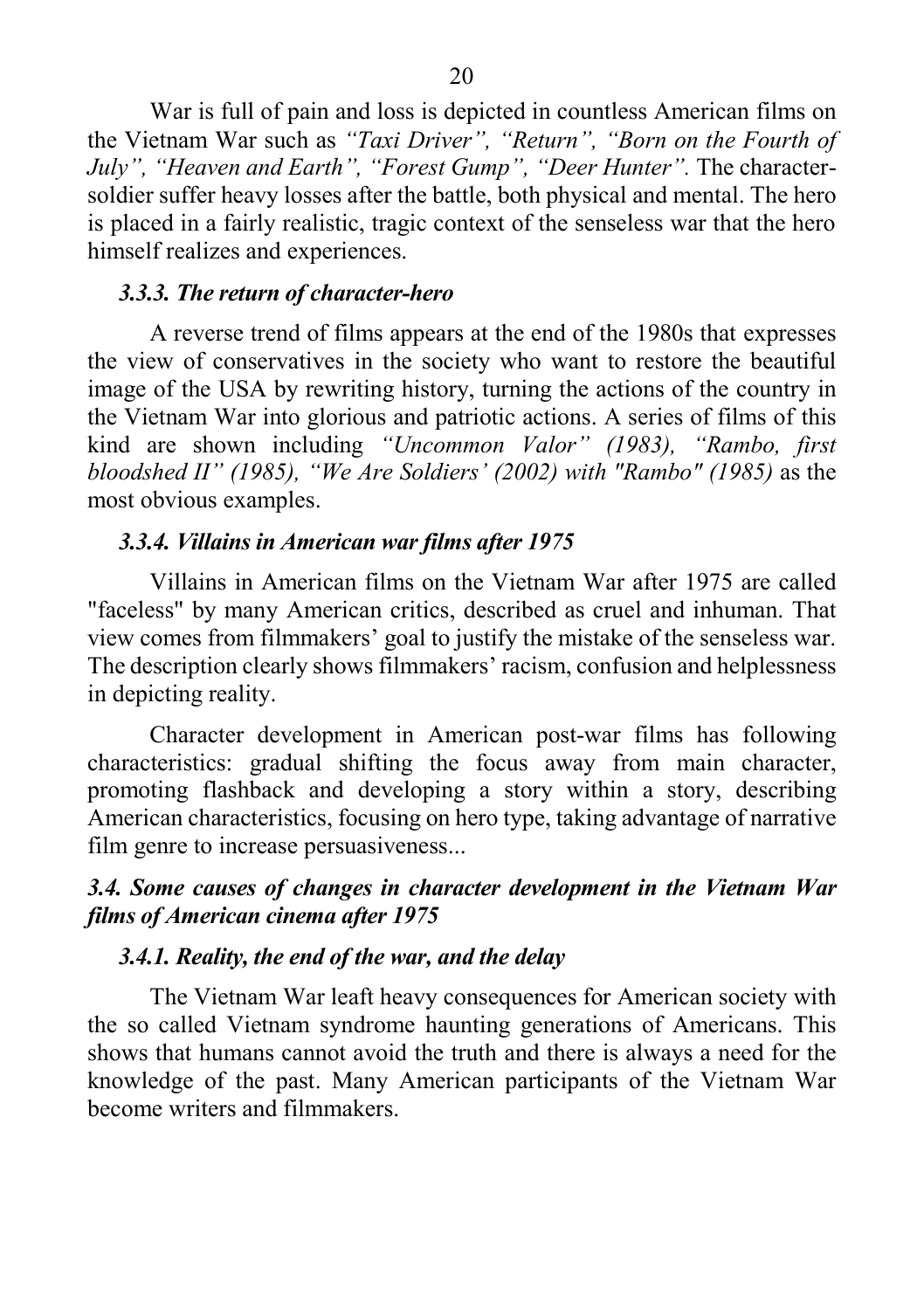War is full of pain and loss is depicted in countless American films on the Vietnam War such as *"Taxi Driver", "Return", "Born on the Fourth of July", "Heaven and Earth", "Forest Gump", "Deer Hunter".* The character-soldier suffer heavy losses after the battle, both physical and mental. The hero is placed in a fairly realistic, tragic context of the senseless war that the hero himself realizes and experiences.

#### *3.3.3. The return of character-hero*

A reverse trend of films appears at the end of the 1980s that expresses the view of conservatives in the society who want to restore the beautiful image of the USA by rewriting history, turning the actions of the country in the Vietnam War into glorious and patriotic actions. A series of films of this kind are shown including *"Uncommon Valor" (1983), "Rambo, first bloodshed II" (1985), "We Are Soldiers' (2002) with "Rambo" (1985)* as the most obvious examples.

#### *3.3.4. Villains in American war films after 1975*

Villains in American films on the Vietnam War after 1975 are called "faceless" by many American critics, described as cruel and inhuman. That view comes from filmmakers' goal to justify the mistake of the senseless war. The description clearly shows filmmakers' racism, confusion and helplessness in depicting reality.

Character development in American post-war films has following characteristics: gradual shifting the focus away from main character, promoting flashback and developing a story within a story, describing American characteristics, focusing on hero type, taking advantage of narrative film genre to increase persuasiveness...

### *3.4. Some causes of changes in character development in the Vietnam War films of American cinema after 1975*

#### *3.4.1. Reality, the end of the war, and the delay*

The Vietnam War leaft heavy consequences for American society with the so called Vietnam syndrome haunting generations of Americans. This shows that humans cannot avoid the truth and there is always a need for the knowledge of the past. Many American participants of the Vietnam War become writers and filmmakers.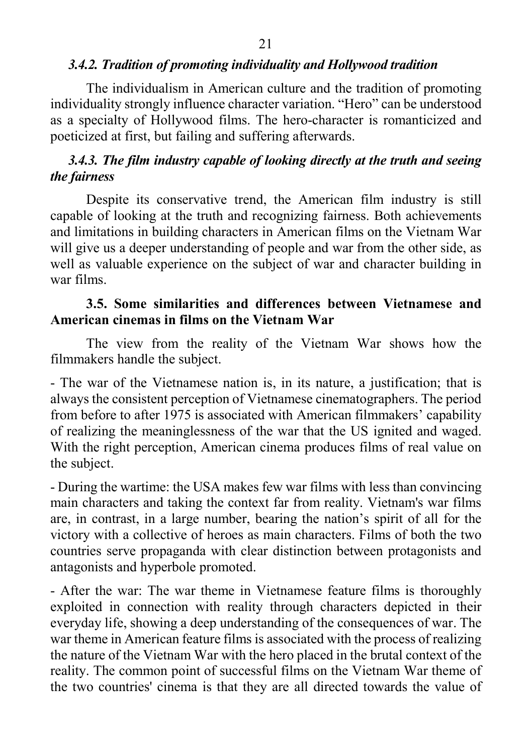### *3.4.2. Tradition of promoting individuality and Hollywood tradition*

The individualism in American culture and the tradition of promoting individuality strongly influence character variation. “Hero” can be understood as a specialty of Hollywood films. The hero-character is romanticized and poeticized at first, but failing and suffering afterwards.

### *3.4.3. The film industry capable of looking directly at the truth and seeing the fairness*

Despite its conservative trend, the American film industry is still capable of looking at the truth and recognizing fairness. Both achievements and limitations in building characters in American films on the Vietnam War will give us a deeper understanding of people and war from the other side, as well as valuable experience on the subject of war and character building in war films.

## **3.5. Some similarities and differences between Vietnamese and American cinemas in films on the Vietnam War**

The view from the reality of the Vietnam War shows how the filmmakers handle the subject.

- The war of the Vietnamese nation is, in its nature, a justification; that is always the consistent perception of Vietnamese cinematographers. The period from before to after 1975 is associated with American filmmakers’ capability of realizing the meaninglessness of the war that the US ignited and waged. With the right perception, American cinema produces films of real value on the subject.

- During the wartime: the USA makes few war films with less than convincing main characters and taking the context far from reality. Vietnam's war films are, in contrast, in a large number, bearing the nation’s spirit of all for the victory with a collective of heroes as main characters. Films of both the two countries serve propaganda with clear distinction between protagonists and antagonists and hyperbole promoted.

- After the war: The war theme in Vietnamese feature films is thoroughly exploited in connection with reality through characters depicted in their everyday life, showing a deep understanding of the consequences of war. The war theme in American feature films is associated with the process of realizing the nature of the Vietnam War with the hero placed in the brutal context of the reality. The common point of successful films on the Vietnam War theme of the two countries' cinema is that they are all directed towards the value of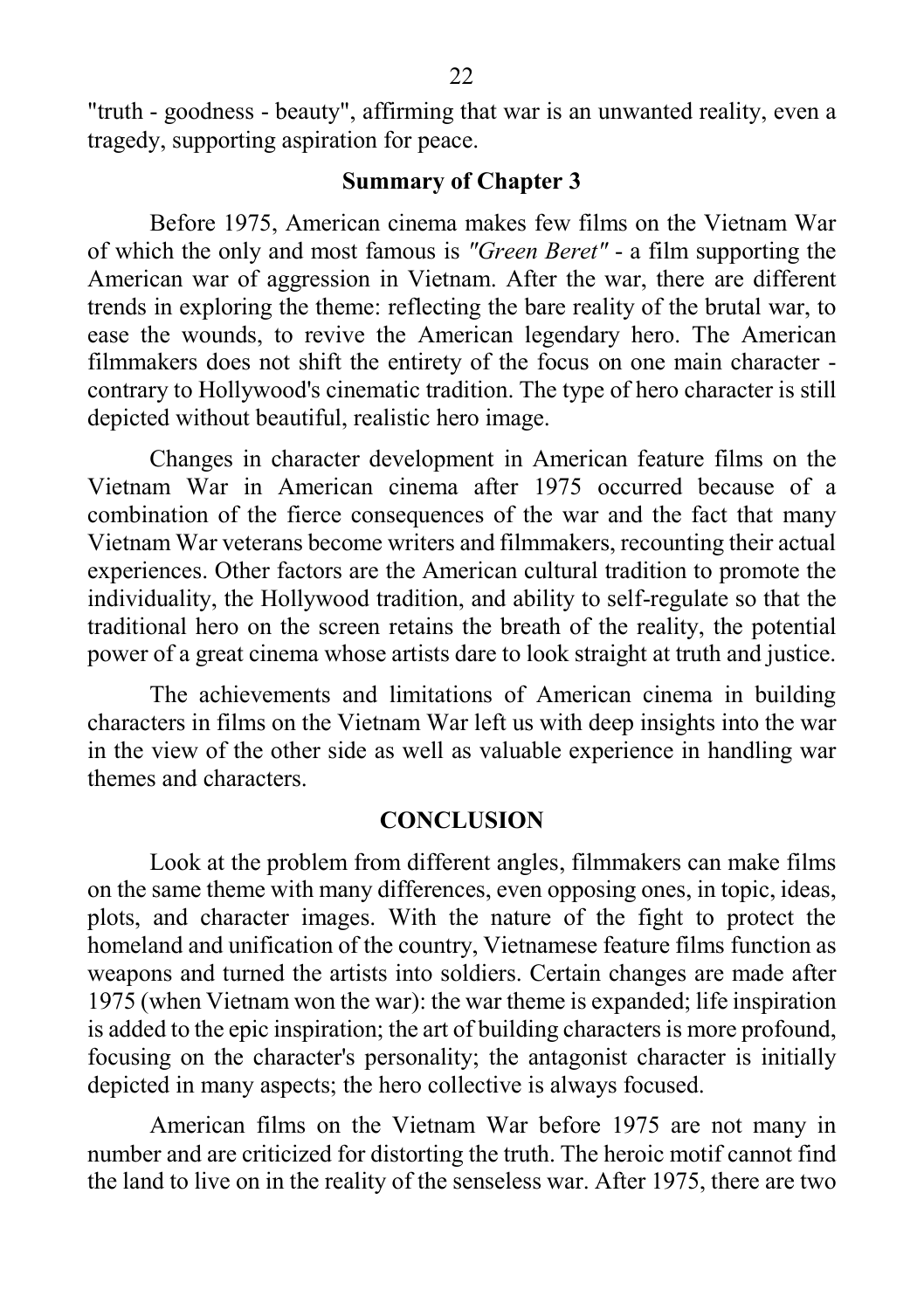"truth - goodness - beauty", affirming that war is an unwanted reality, even a tragedy, supporting aspiration for peace.

## Summary of Chapter 3

Before 1975, American cinema makes few films on the Vietnam War of which the only and most famous is *"Green Beret"* - a film supporting the American war of aggression in Vietnam. After the war, there are different trends in exploring the theme: reflecting the bare reality of the brutal war, to ease the wounds, to revive the American legendary hero. The American filmmakers does not shift the entirety of the focus on one main character - contrary to Hollywood's cinematic tradition. The type of hero character is still depicted without beautiful, realistic hero image.

Changes in character development in American feature films on the Vietnam War in American cinema after 1975 occurred because of a combination of the fierce consequences of the war and the fact that many Vietnam War veterans become writers and filmmakers, recounting their actual experiences. Other factors are the American cultural tradition to promote the individuality, the Hollywood tradition, and ability to self-regulate so that the traditional hero on the screen retains the breath of the reality, the potential power of a great cinema whose artists dare to look straight at truth and justice.

The achievements and limitations of American cinema in building characters in films on the Vietnam War left us with deep insights into the war in the view of the other side as well as valuable experience in handling war themes and characters.

## CONCLUSION

Look at the problem from different angles, filmmakers can make films on the same theme with many differences, even opposing ones, in topic, ideas, plots, and character images. With the nature of the fight to protect the homeland and unification of the country, Vietnamese feature films function as weapons and turned the artists into soldiers. Certain changes are made after 1975 (when Vietnam won the war): the war theme is expanded; life inspiration is added to the epic inspiration; the art of building characters is more profound, focusing on the character's personality; the antagonist character is initially depicted in many aspects; the hero collective is always focused.

American films on the Vietnam War before 1975 are not many in number and are criticized for distorting the truth. The heroic motif cannot find the land to live on in the reality of the senseless war. After 1975, there are two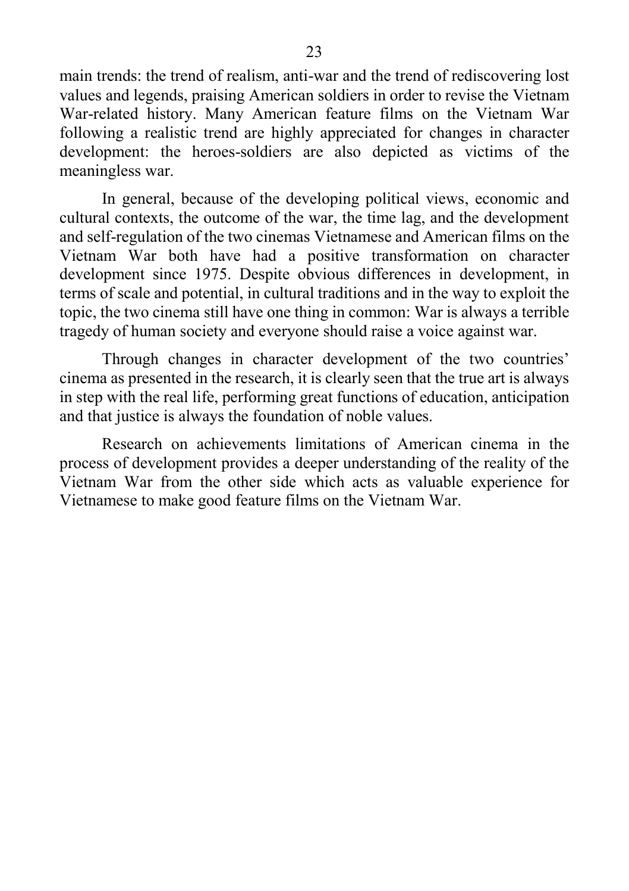main trends: the trend of realism, anti-war and the trend of rediscovering lost values and legends, praising American soldiers in order to revise the Vietnam War-related history. Many American feature films on the Vietnam War following a realistic trend are highly appreciated for changes in character development: the heroes-soldiers are also depicted as victims of the meaningless war.

In general, because of the developing political views, economic and cultural contexts, the outcome of the war, the time lag, and the development and self-regulation of the two cinemas Vietnamese and American films on the Vietnam War both have had a positive transformation on character development since 1975. Despite obvious differences in development, in terms of scale and potential, in cultural traditions and in the way to exploit the topic, the two cinema still have one thing in common: War is always a terrible tragedy of human society and everyone should raise a voice against war.

Through changes in character development of the two countries' cinema as presented in the research, it is clearly seen that the true art is always in step with the real life, performing great functions of education, anticipation and that justice is always the foundation of noble values.

Research on achievements limitations of American cinema in the process of development provides a deeper understanding of the reality of the Vietnam War from the other side which acts as valuable experience for Vietnamese to make good feature films on the Vietnam War.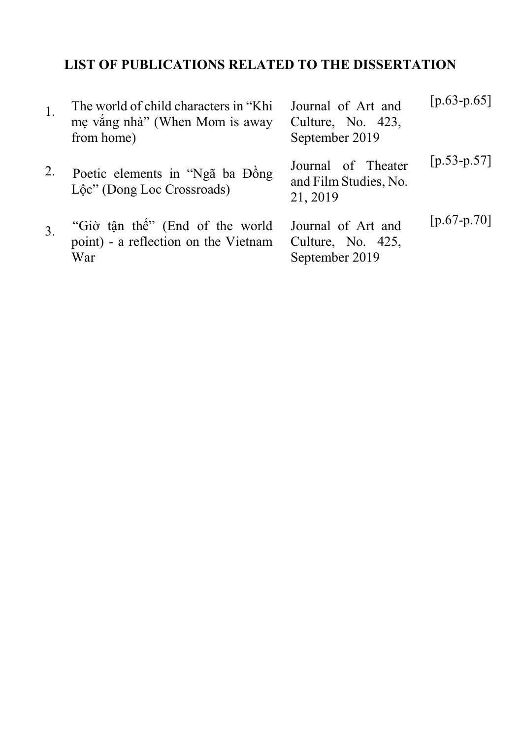**LIST OF PUBLICATIONS RELATED TO THE DISSERTATION**

| | | | |
|---|---|---|---|
| 1. | The world of child characters in "Khi mẹ vắng nhà" (When Mom is away from home) | Journal of Art and Culture, No. 423, September 2019 | [p.63-p.65] |
| 2. | Poetic elements in "Ngã ba Đồng Lộc" (Dong Loc Crossroads) | Journal of Theater and Film Studies, No. 21, 2019 | [p.53-p.57] |
| 3. | "Giờ tận thế" (End of the world point) - a reflection on the Vietnam War | Journal of Art and Culture, No. 425, September 2019 | [p.67-p.70] |